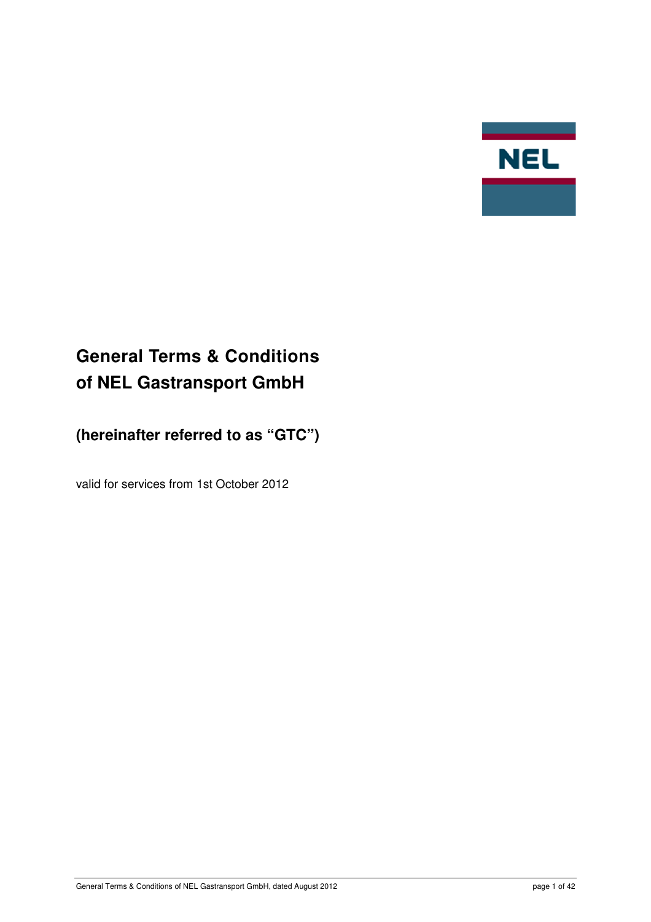NEL

# General Terms & Conditions of NEL Gastransport GmbH

## (hereinafter referred to as "GTC")

valid for services from 1st October 2012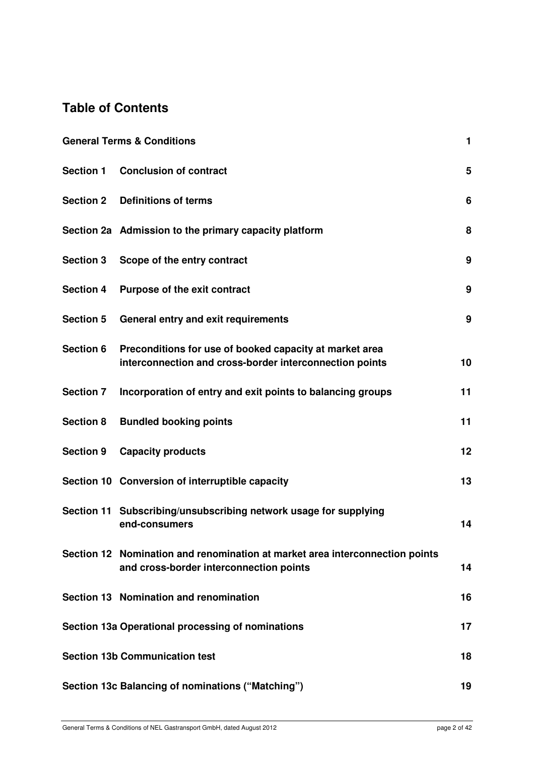## Table of Contents

| | | |
|---|---|---|
| **General Terms & Conditions** | | **1** |
| **Section 1** | **Conclusion of contract** | **5** |
| **Section 2** | **Definitions of terms** | **6** |
| **Section 2a** | **Admission to the primary capacity platform** | **8** |
| **Section 3** | **Scope of the entry contract** | **9** |
| **Section 4** | **Purpose of the exit contract** | **9** |
| **Section 5** | **General entry and exit requirements** | **9** |
| **Section 6** | **Preconditions for use of booked capacity at market area interconnection and cross-border interconnection points** | **10** |
| **Section 7** | **Incorporation of entry and exit points to balancing groups** | **11** |
| **Section 8** | **Bundled booking points** | **11** |
| **Section 9** | **Capacity products** | **12** |
| **Section 10** | **Conversion of interruptible capacity** | **13** |
| **Section 11** | **Subscribing/unsubscribing network usage for supplying end-consumers** | **14** |
| **Section 12** | **Nomination and renomination at market area interconnection points and cross-border interconnection points** | **14** |
| **Section 13** | **Nomination and renomination** | **16** |
| **Section 13a** | **Operational processing of nominations** | **17** |
| **Section 13b** | **Communication test** | **18** |
| **Section 13c** | **Balancing of nominations ("Matching")** | **19** |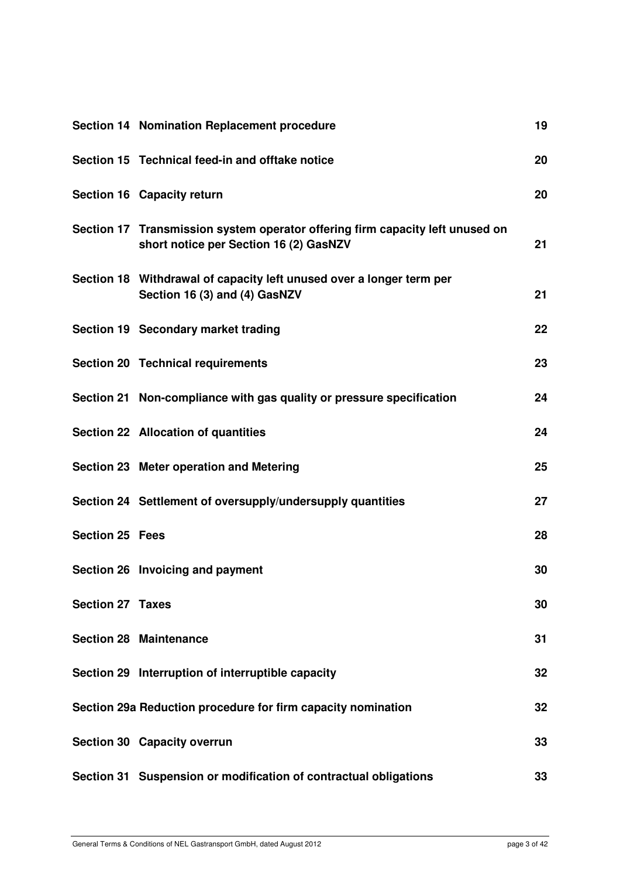| | | |
|---|---|---|
| **Section 14** | **Nomination Replacement procedure** | **19** |
| **Section 15** | **Technical feed-in and offtake notice** | **20** |
| **Section 16** | **Capacity return** | **20** |
| **Section 17** | **Transmission system operator offering firm capacity left unused on short notice per Section 16 (2) GasNZV** | **21** |
| **Section 18** | **Withdrawal of capacity left unused over a longer term per Section 16 (3) and (4) GasNZV** | **21** |
| **Section 19** | **Secondary market trading** | **22** |
| **Section 20** | **Technical requirements** | **23** |
| **Section 21** | **Non-compliance with gas quality or pressure specification** | **24** |
| **Section 22** | **Allocation of quantities** | **24** |
| **Section 23** | **Meter operation and Metering** | **25** |
| **Section 24** | **Settlement of oversupply/undersupply quantities** | **27** |
| **Section 25** | **Fees** | **28** |
| **Section 26** | **Invoicing and payment** | **30** |
| **Section 27** | **Taxes** | **30** |
| **Section 28** | **Maintenance** | **31** |
| **Section 29** | **Interruption of interruptible capacity** | **32** |
| **Section 29a** | **Reduction procedure for firm capacity nomination** | **32** |
| **Section 30** | **Capacity overrun** | **33** |
| **Section 31** | **Suspension or modification of contractual obligations** | **33** |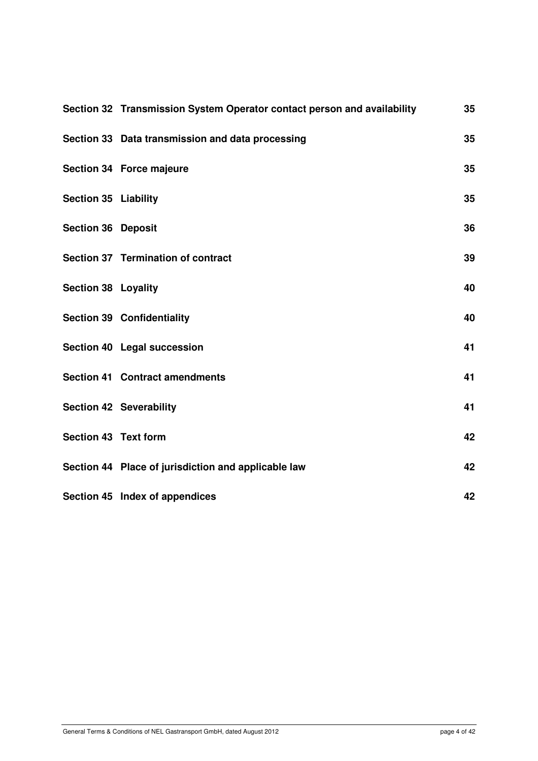| | | |
|---|---|---|
| **Section 32** | **Transmission System Operator contact person and availability** | **35** |
| **Section 33** | **Data transmission and data processing** | **35** |
| **Section 34** | **Force majeure** | **35** |
| **Section 35** | **Liability** | **35** |
| **Section 36** | **Deposit** | **36** |
| **Section 37** | **Termination of contract** | **39** |
| **Section 38** | **Loyality** | **40** |
| **Section 39** | **Confidentiality** | **40** |
| **Section 40** | **Legal succession** | **41** |
| **Section 41** | **Contract amendments** | **41** |
| **Section 42** | **Severability** | **41** |
| **Section 43** | **Text form** | **42** |
| **Section 44** | **Place of jurisdiction and applicable law** | **42** |
| **Section 45** | **Index of appendices** | **42** |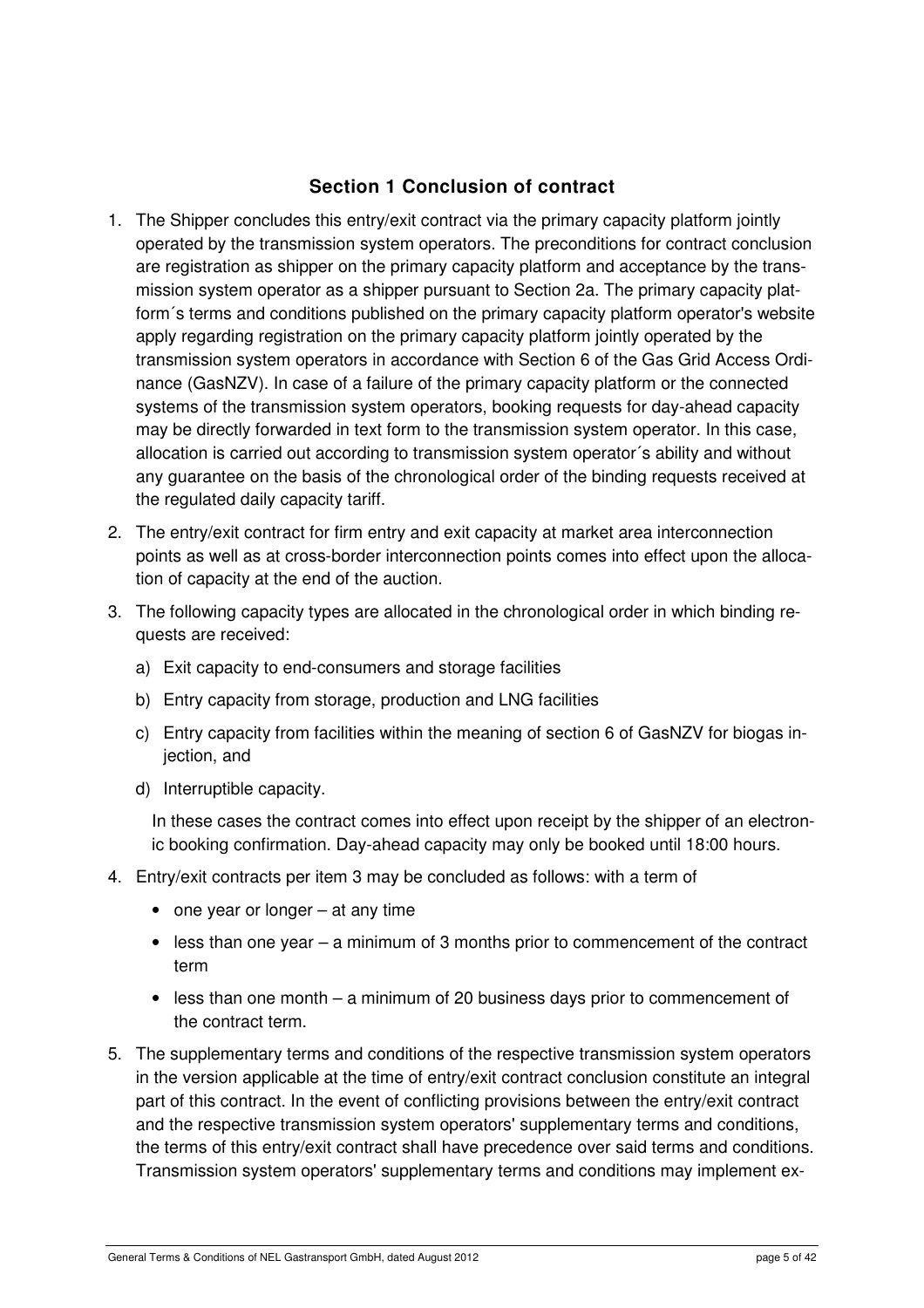## Section 1 Conclusion of contract

1. The Shipper concludes this entry/exit contract via the primary capacity platform jointly operated by the transmission system operators. The preconditions for contract conclusion are registration as shipper on the primary capacity platform and acceptance by the transmission system operator as a shipper pursuant to Section 2a. The primary capacity platform´s terms and conditions published on the primary capacity platform operator's website apply regarding registration on the primary capacity platform jointly operated by the transmission system operators in accordance with Section 6 of the Gas Grid Access Ordinance (GasNZV). In case of a failure of the primary capacity platform or the connected systems of the transmission system operators, booking requests for day-ahead capacity may be directly forwarded in text form to the transmission system operator. In this case, allocation is carried out according to transmission system operator´s ability and without any guarantee on the basis of the chronological order of the binding requests received at the regulated daily capacity tariff.
2. The entry/exit contract for firm entry and exit capacity at market area interconnection points as well as at cross-border interconnection points comes into effect upon the allocation of capacity at the end of the auction.
3. The following capacity types are allocated in the chronological order in which binding requests are received:
   a) Exit capacity to end-consumers and storage facilities
   b) Entry capacity from storage, production and LNG facilities
   c) Entry capacity from facilities within the meaning of section 6 of GasNZV for biogas injection, and
   d) Interruptible capacity.

   In these cases the contract comes into effect upon receipt by the shipper of an electronic booking confirmation. Day-ahead capacity may only be booked until 18:00 hours.
4. Entry/exit contracts per item 3 may be concluded as follows: with a term of
   - one year or longer – at any time
   - less than one year – a minimum of 3 months prior to commencement of the contract term
   - less than one month – a minimum of 20 business days prior to commencement of the contract term.
5. The supplementary terms and conditions of the respective transmission system operators in the version applicable at the time of entry/exit contract conclusion constitute an integral part of this contract. In the event of conflicting provisions between the entry/exit contract and the respective transmission system operators' supplementary terms and conditions, the terms of this entry/exit contract shall have precedence over said terms and conditions. Transmission system operators' supplementary terms and conditions may implement ex-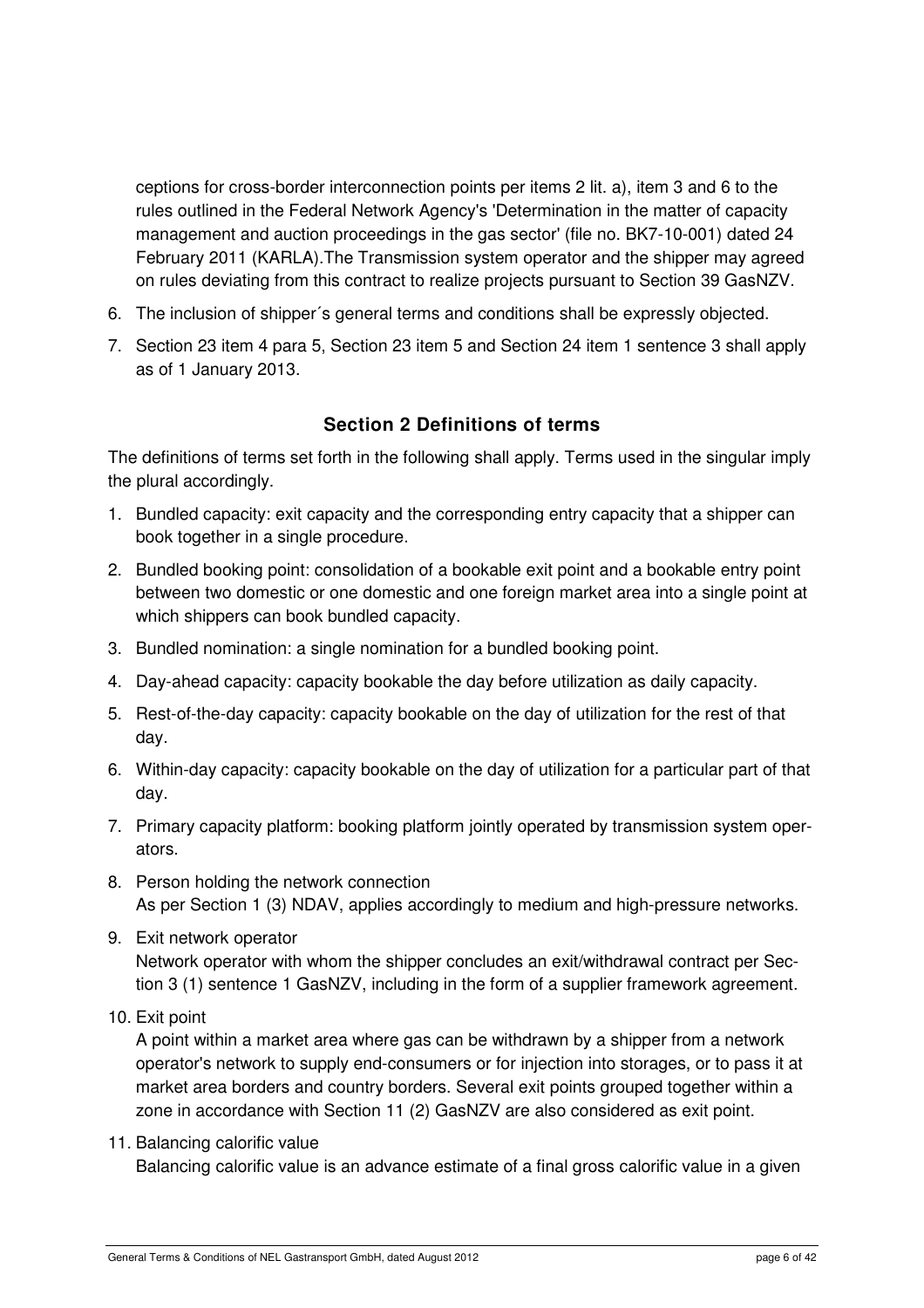ceptions for cross-border interconnection points per items 2 lit. a), item 3 and 6 to the rules outlined in the Federal Network Agency's 'Determination in the matter of capacity management and auction proceedings in the gas sector' (file no. BK7-10-001) dated 24 February 2011 (KARLA).The Transmission system operator and the shipper may agreed on rules deviating from this contract to realize projects pursuant to Section 39 GasNZV.

6. The inclusion of shipper´s general terms and conditions shall be expressly objected.
7. Section 23 item 4 para 5, Section 23 item 5 and Section 24 item 1 sentence 3 shall apply as of 1 January 2013.

## Section 2 Definitions of terms

The definitions of terms set forth in the following shall apply. Terms used in the singular imply the plural accordingly.

1. Bundled capacity: exit capacity and the corresponding entry capacity that a shipper can book together in a single procedure.
2. Bundled booking point: consolidation of a bookable exit point and a bookable entry point between two domestic or one domestic and one foreign market area into a single point at which shippers can book bundled capacity.
3. Bundled nomination: a single nomination for a bundled booking point.
4. Day-ahead capacity: capacity bookable the day before utilization as daily capacity.
5. Rest-of-the-day capacity: capacity bookable on the day of utilization for the rest of that day.
6. Within-day capacity: capacity bookable on the day of utilization for a particular part of that day.
7. Primary capacity platform: booking platform jointly operated by transmission system operators.
8. Person holding the network connection
   As per Section 1 (3) NDAV, applies accordingly to medium and high-pressure networks.
9. Exit network operator
   Network operator with whom the shipper concludes an exit/withdrawal contract per Section 3 (1) sentence 1 GasNZV, including in the form of a supplier framework agreement.
10. Exit point
    A point within a market area where gas can be withdrawn by a shipper from a network operator's network to supply end-consumers or for injection into storages, or to pass it at market area borders and country borders. Several exit points grouped together within a zone in accordance with Section 11 (2) GasNZV are also considered as exit point.
11. Balancing calorific value
    Balancing calorific value is an advance estimate of a final gross calorific value in a given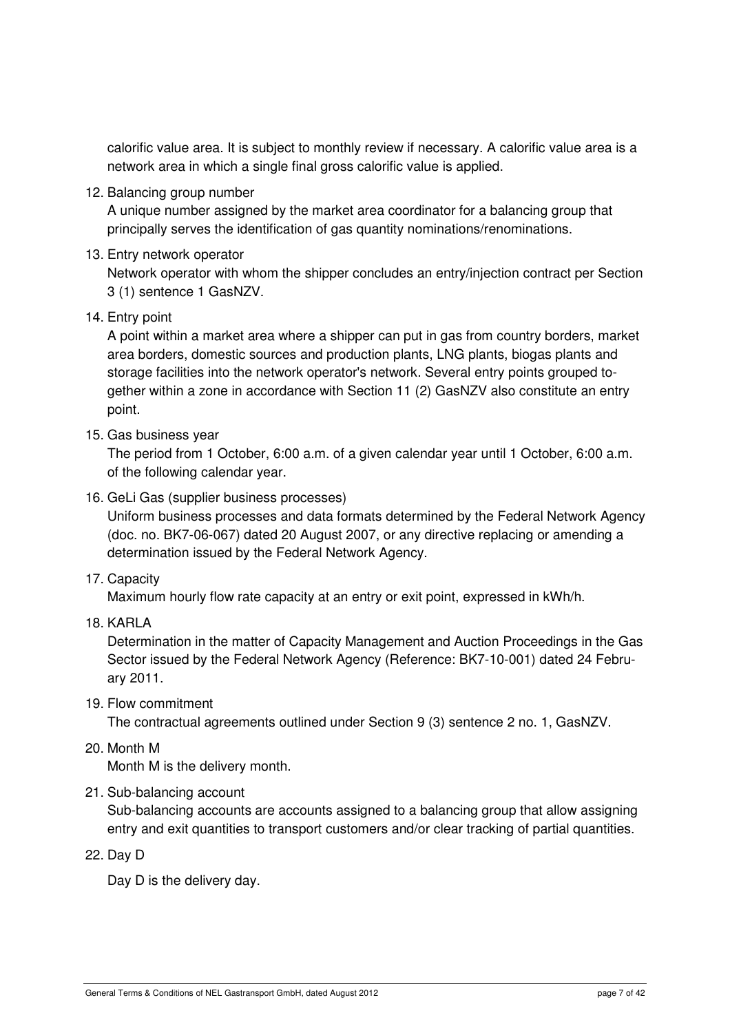calorific value area. It is subject to monthly review if necessary. A calorific value area is a network area in which a single final gross calorific value is applied.

12. Balancing group number

    A unique number assigned by the market area coordinator for a balancing group that principally serves the identification of gas quantity nominations/renominations.

13. Entry network operator

    Network operator with whom the shipper concludes an entry/injection contract per Section 3 (1) sentence 1 GasNZV.

14. Entry point

    A point within a market area where a shipper can put in gas from country borders, market area borders, domestic sources and production plants, LNG plants, biogas plants and storage facilities into the network operator's network. Several entry points grouped together within a zone in accordance with Section 11 (2) GasNZV also constitute an entry point.

15. Gas business year

    The period from 1 October, 6:00 a.m. of a given calendar year until 1 October, 6:00 a.m. of the following calendar year.

16. GeLi Gas (supplier business processes)

    Uniform business processes and data formats determined by the Federal Network Agency (doc. no. BK7-06-067) dated 20 August 2007, or any directive replacing or amending a determination issued by the Federal Network Agency.

17. Capacity

    Maximum hourly flow rate capacity at an entry or exit point, expressed in kWh/h.

18. KARLA

    Determination in the matter of Capacity Management and Auction Proceedings in the Gas Sector issued by the Federal Network Agency (Reference: BK7-10-001) dated 24 February 2011.

19. Flow commitment

    The contractual agreements outlined under Section 9 (3) sentence 2 no. 1, GasNZV.

20. Month M

    Month M is the delivery month.

21. Sub-balancing account

    Sub-balancing accounts are accounts assigned to a balancing group that allow assigning entry and exit quantities to transport customers and/or clear tracking of partial quantities.

22. Day D

    Day D is the delivery day.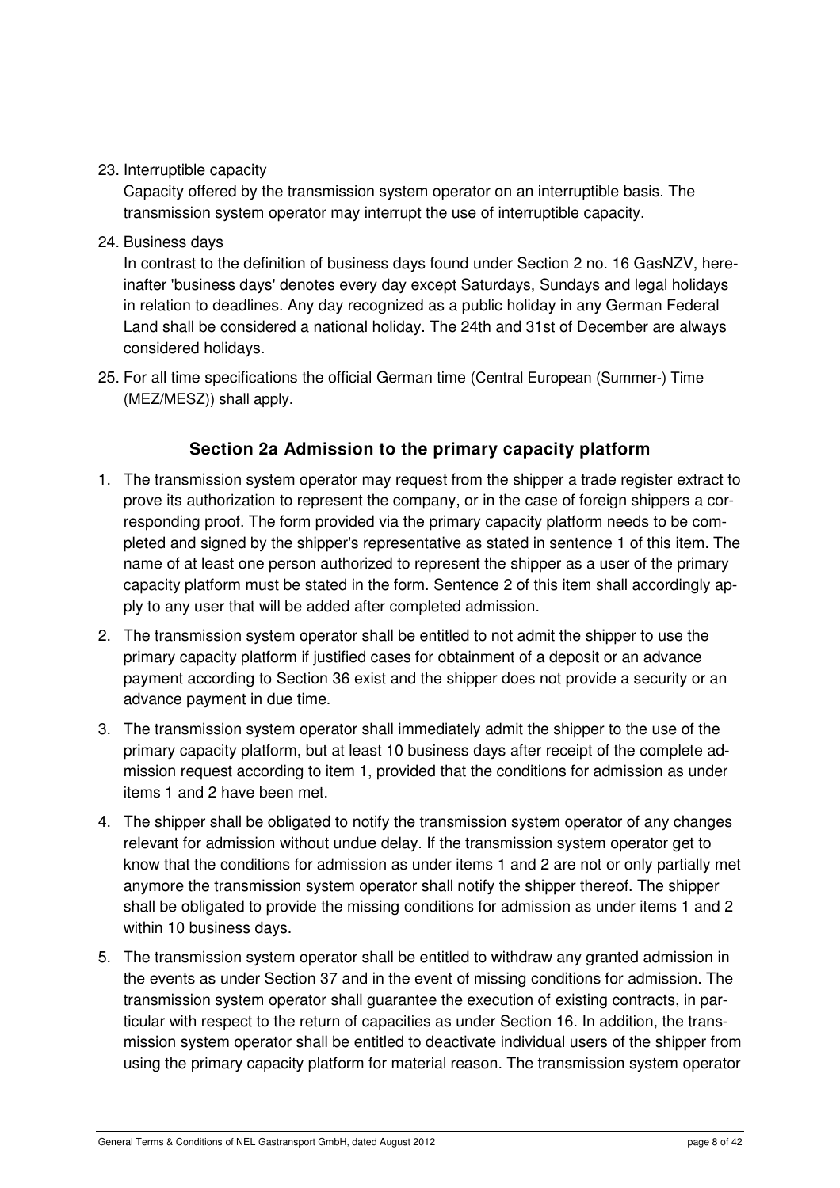23. Interruptible capacity

    Capacity offered by the transmission system operator on an interruptible basis. The transmission system operator may interrupt the use of interruptible capacity.

24. Business days

    In contrast to the definition of business days found under Section 2 no. 16 GasNZV, hereinafter 'business days' denotes every day except Saturdays, Sundays and legal holidays in relation to deadlines. Any day recognized as a public holiday in any German Federal Land shall be considered a national holiday. The 24th and 31st of December are always considered holidays.

25. For all time specifications the official German time (Central European (Summer-) Time (MEZ/MESZ)) shall apply.

## Section 2a Admission to the primary capacity platform

1. The transmission system operator may request from the shipper a trade register extract to prove its authorization to represent the company, or in the case of foreign shippers a corresponding proof. The form provided via the primary capacity platform needs to be completed and signed by the shipper's representative as stated in sentence 1 of this item. The name of at least one person authorized to represent the shipper as a user of the primary capacity platform must be stated in the form. Sentence 2 of this item shall accordingly apply to any user that will be added after completed admission.

2. The transmission system operator shall be entitled to not admit the shipper to use the primary capacity platform if justified cases for obtainment of a deposit or an advance payment according to Section 36 exist and the shipper does not provide a security or an advance payment in due time.

3. The transmission system operator shall immediately admit the shipper to the use of the primary capacity platform, but at least 10 business days after receipt of the complete admission request according to item 1, provided that the conditions for admission as under items 1 and 2 have been met.

4. The shipper shall be obligated to notify the transmission system operator of any changes relevant for admission without undue delay. If the transmission system operator get to know that the conditions for admission as under items 1 and 2 are not or only partially met anymore the transmission system operator shall notify the shipper thereof. The shipper shall be obligated to provide the missing conditions for admission as under items 1 and 2 within 10 business days.

5. The transmission system operator shall be entitled to withdraw any granted admission in the events as under Section 37 and in the event of missing conditions for admission. The transmission system operator shall guarantee the execution of existing contracts, in particular with respect to the return of capacities as under Section 16. In addition, the transmission system operator shall be entitled to deactivate individual users of the shipper from using the primary capacity platform for material reason. The transmission system operator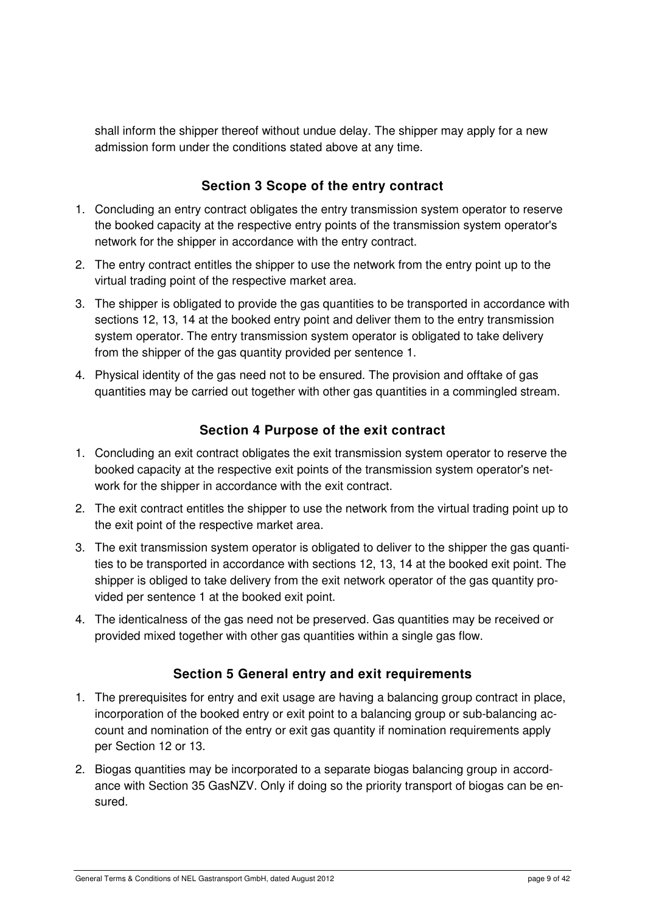shall inform the shipper thereof without undue delay. The shipper may apply for a new admission form under the conditions stated above at any time.

## Section 3 Scope of the entry contract

1. Concluding an entry contract obligates the entry transmission system operator to reserve the booked capacity at the respective entry points of the transmission system operator's network for the shipper in accordance with the entry contract.
2. The entry contract entitles the shipper to use the network from the entry point up to the virtual trading point of the respective market area.
3. The shipper is obligated to provide the gas quantities to be transported in accordance with sections 12, 13, 14 at the booked entry point and deliver them to the entry transmission system operator. The entry transmission system operator is obligated to take delivery from the shipper of the gas quantity provided per sentence 1.
4. Physical identity of the gas need not to be ensured. The provision and offtake of gas quantities may be carried out together with other gas quantities in a commingled stream.

## Section 4 Purpose of the exit contract

1. Concluding an exit contract obligates the exit transmission system operator to reserve the booked capacity at the respective exit points of the transmission system operator's network for the shipper in accordance with the exit contract.
2. The exit contract entitles the shipper to use the network from the virtual trading point up to the exit point of the respective market area.
3. The exit transmission system operator is obligated to deliver to the shipper the gas quantities to be transported in accordance with sections 12, 13, 14 at the booked exit point. The shipper is obliged to take delivery from the exit network operator of the gas quantity provided per sentence 1 at the booked exit point.
4. The identicalness of the gas need not be preserved. Gas quantities may be received or provided mixed together with other gas quantities within a single gas flow.

## Section 5 General entry and exit requirements

1. The prerequisites for entry and exit usage are having a balancing group contract in place, incorporation of the booked entry or exit point to a balancing group or sub-balancing account and nomination of the entry or exit gas quantity if nomination requirements apply per Section 12 or 13.
2. Biogas quantities may be incorporated to a separate biogas balancing group in accordance with Section 35 GasNZV. Only if doing so the priority transport of biogas can be ensured.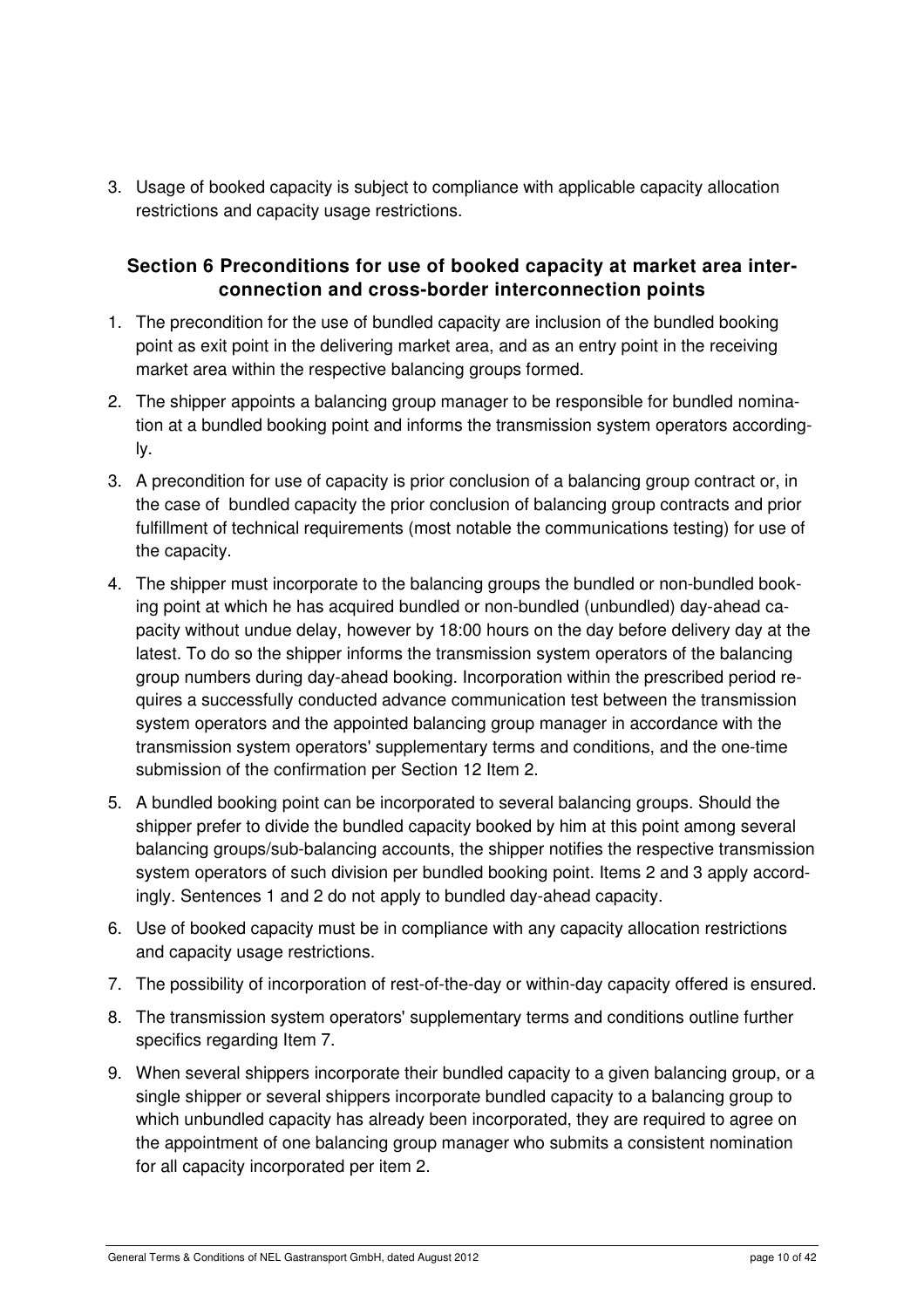3. Usage of booked capacity is subject to compliance with applicable capacity allocation restrictions and capacity usage restrictions.

## Section 6 Preconditions for use of booked capacity at market area interconnection and cross-border interconnection points

1. The precondition for the use of bundled capacity are inclusion of the bundled booking point as exit point in the delivering market area, and as an entry point in the receiving market area within the respective balancing groups formed.
2. The shipper appoints a balancing group manager to be responsible for bundled nomination at a bundled booking point and informs the transmission system operators accordingly.
3. A precondition for use of capacity is prior conclusion of a balancing group contract or, in the case of bundled capacity the prior conclusion of balancing group contracts and prior fulfillment of technical requirements (most notable the communications testing) for use of the capacity.
4. The shipper must incorporate to the balancing groups the bundled or non-bundled booking point at which he has acquired bundled or non-bundled (unbundled) day-ahead capacity without undue delay, however by 18:00 hours on the day before delivery day at the latest. To do so the shipper informs the transmission system operators of the balancing group numbers during day-ahead booking. Incorporation within the prescribed period requires a successfully conducted advance communication test between the transmission system operators and the appointed balancing group manager in accordance with the transmission system operators' supplementary terms and conditions, and the one-time submission of the confirmation per Section 12 Item 2.
5. A bundled booking point can be incorporated to several balancing groups. Should the shipper prefer to divide the bundled capacity booked by him at this point among several balancing groups/sub-balancing accounts, the shipper notifies the respective transmission system operators of such division per bundled booking point. Items 2 and 3 apply accordingly. Sentences 1 and 2 do not apply to bundled day-ahead capacity.
6. Use of booked capacity must be in compliance with any capacity allocation restrictions and capacity usage restrictions.
7. The possibility of incorporation of rest-of-the-day or within-day capacity offered is ensured.
8. The transmission system operators' supplementary terms and conditions outline further specifics regarding Item 7.
9. When several shippers incorporate their bundled capacity to a given balancing group, or a single shipper or several shippers incorporate bundled capacity to a balancing group to which unbundled capacity has already been incorporated, they are required to agree on the appointment of one balancing group manager who submits a consistent nomination for all capacity incorporated per item 2.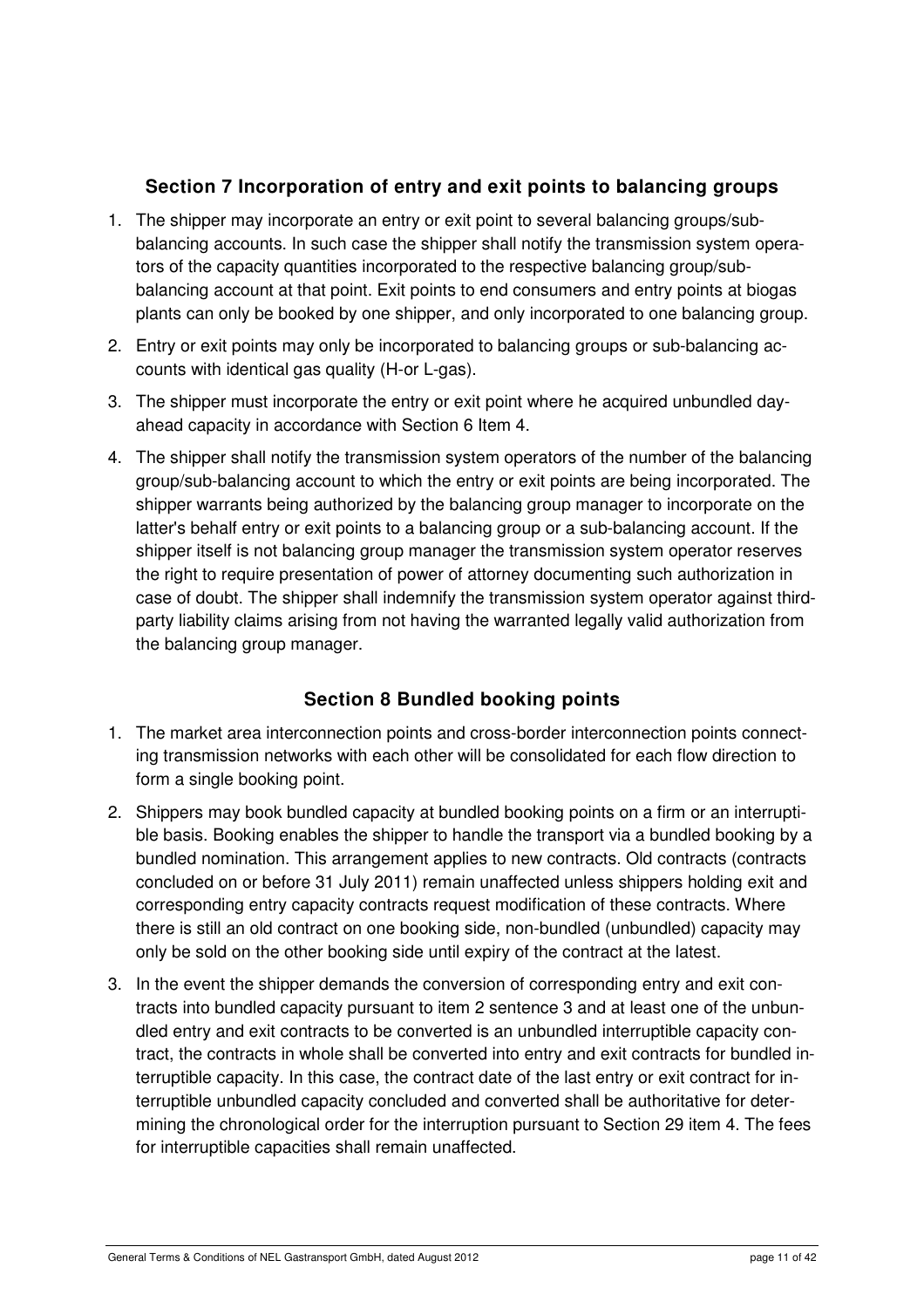## Section 7 Incorporation of entry and exit points to balancing groups

1. The shipper may incorporate an entry or exit point to several balancing groups/sub-balancing accounts. In such case the shipper shall notify the transmission system operators of the capacity quantities incorporated to the respective balancing group/sub-balancing account at that point. Exit points to end consumers and entry points at biogas plants can only be booked by one shipper, and only incorporated to one balancing group.
2. Entry or exit points may only be incorporated to balancing groups or sub-balancing accounts with identical gas quality (H-or L-gas).
3. The shipper must incorporate the entry or exit point where he acquired unbundled day-ahead capacity in accordance with Section 6 Item 4.
4. The shipper shall notify the transmission system operators of the number of the balancing group/sub-balancing account to which the entry or exit points are being incorporated. The shipper warrants being authorized by the balancing group manager to incorporate on the latter's behalf entry or exit points to a balancing group or a sub-balancing account. If the shipper itself is not balancing group manager the transmission system operator reserves the right to require presentation of power of attorney documenting such authorization in case of doubt. The shipper shall indemnify the transmission system operator against third-party liability claims arising from not having the warranted legally valid authorization from the balancing group manager.

## Section 8 Bundled booking points

1. The market area interconnection points and cross-border interconnection points connecting transmission networks with each other will be consolidated for each flow direction to form a single booking point.
2. Shippers may book bundled capacity at bundled booking points on a firm or an interruptible basis. Booking enables the shipper to handle the transport via a bundled booking by a bundled nomination. This arrangement applies to new contracts. Old contracts (contracts concluded on or before 31 July 2011) remain unaffected unless shippers holding exit and corresponding entry capacity contracts request modification of these contracts. Where there is still an old contract on one booking side, non-bundled (unbundled) capacity may only be sold on the other booking side until expiry of the contract at the latest.
3. In the event the shipper demands the conversion of corresponding entry and exit contracts into bundled capacity pursuant to item 2 sentence 3 and at least one of the unbundled entry and exit contracts to be converted is an unbundled interruptible capacity contract, the contracts in whole shall be converted into entry and exit contracts for bundled interruptible capacity. In this case, the contract date of the last entry or exit contract for interruptible unbundled capacity concluded and converted shall be authoritative for determining the chronological order for the interruption pursuant to Section 29 item 4. The fees for interruptible capacities shall remain unaffected.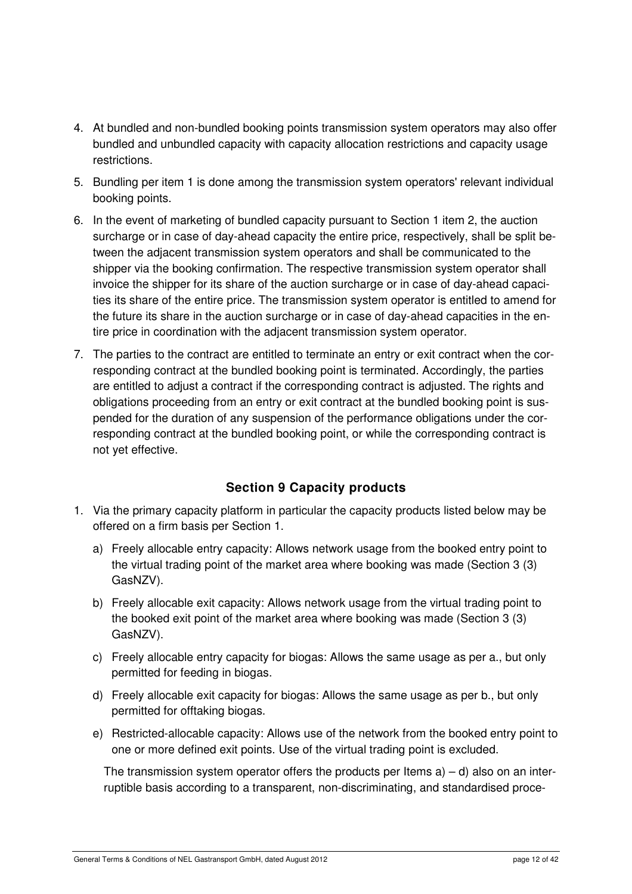4. At bundled and non-bundled booking points transmission system operators may also offer bundled and unbundled capacity with capacity allocation restrictions and capacity usage restrictions.
5. Bundling per item 1 is done among the transmission system operators' relevant individual booking points.
6. In the event of marketing of bundled capacity pursuant to Section 1 item 2, the auction surcharge or in case of day-ahead capacity the entire price, respectively, shall be split between the adjacent transmission system operators and shall be communicated to the shipper via the booking confirmation. The respective transmission system operator shall invoice the shipper for its share of the auction surcharge or in case of day-ahead capacities its share of the entire price. The transmission system operator is entitled to amend for the future its share in the auction surcharge or in case of day-ahead capacities in the entire price in coordination with the adjacent transmission system operator.
7. The parties to the contract are entitled to terminate an entry or exit contract when the corresponding contract at the bundled booking point is terminated. Accordingly, the parties are entitled to adjust a contract if the corresponding contract is adjusted. The rights and obligations proceeding from an entry or exit contract at the bundled booking point is suspended for the duration of any suspension of the performance obligations under the corresponding contract at the bundled booking point, or while the corresponding contract is not yet effective.

## Section 9 Capacity products

1. Via the primary capacity platform in particular the capacity products listed below may be offered on a firm basis per Section 1.
   a) Freely allocable entry capacity: Allows network usage from the booked entry point to the virtual trading point of the market area where booking was made (Section 3 (3) GasNZV).
   b) Freely allocable exit capacity: Allows network usage from the virtual trading point to the booked exit point of the market area where booking was made (Section 3 (3) GasNZV).
   c) Freely allocable entry capacity for biogas: Allows the same usage as per a., but only permitted for feeding in biogas.
   d) Freely allocable exit capacity for biogas: Allows the same usage as per b., but only permitted for offtaking biogas.
   e) Restricted-allocable capacity: Allows use of the network from the booked entry point to one or more defined exit points. Use of the virtual trading point is excluded.

   The transmission system operator offers the products per Items a) – d) also on an interruptible basis according to a transparent, non-discriminating, and standardised proce-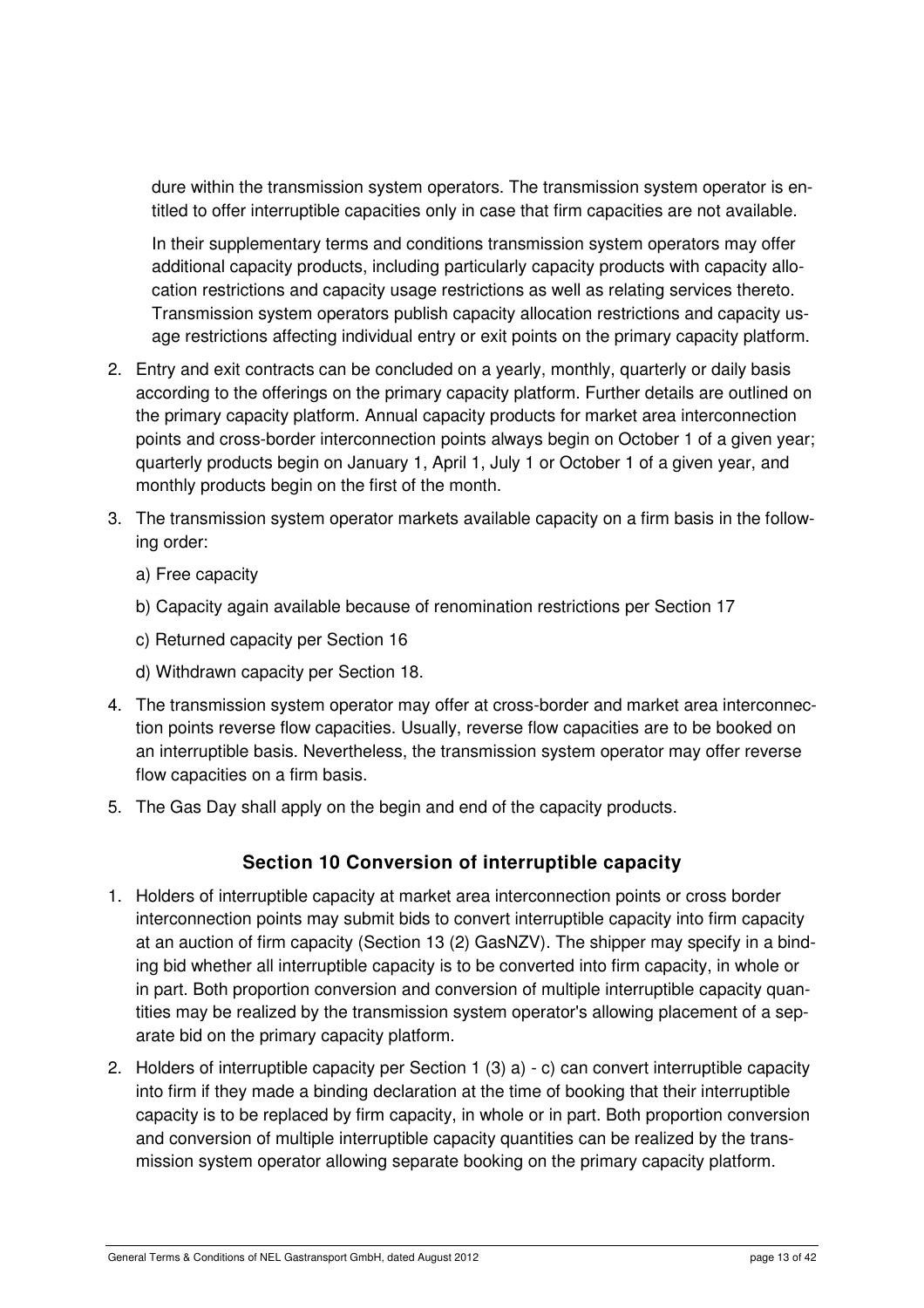dure within the transmission system operators. The transmission system operator is entitled to offer interruptible capacities only in case that firm capacities are not available.

In their supplementary terms and conditions transmission system operators may offer additional capacity products, including particularly capacity products with capacity allocation restrictions and capacity usage restrictions as well as relating services thereto. Transmission system operators publish capacity allocation restrictions and capacity usage restrictions affecting individual entry or exit points on the primary capacity platform.

2. Entry and exit contracts can be concluded on a yearly, monthly, quarterly or daily basis according to the offerings on the primary capacity platform. Further details are outlined on the primary capacity platform. Annual capacity products for market area interconnection points and cross-border interconnection points always begin on October 1 of a given year; quarterly products begin on January 1, April 1, July 1 or October 1 of a given year, and monthly products begin on the first of the month.
3. The transmission system operator markets available capacity on a firm basis in the following order:

   a) Free capacity

   b) Capacity again available because of renomination restrictions per Section 17

   c) Returned capacity per Section 16

   d) Withdrawn capacity per Section 18.
4. The transmission system operator may offer at cross-border and market area interconnection points reverse flow capacities. Usually, reverse flow capacities are to be booked on an interruptible basis. Nevertheless, the transmission system operator may offer reverse flow capacities on a firm basis.
5. The Gas Day shall apply on the begin and end of the capacity products.

## Section 10 Conversion of interruptible capacity

1. Holders of interruptible capacity at market area interconnection points or cross border interconnection points may submit bids to convert interruptible capacity into firm capacity at an auction of firm capacity (Section 13 (2) GasNZV). The shipper may specify in a binding bid whether all interruptible capacity is to be converted into firm capacity, in whole or in part. Both proportion conversion and conversion of multiple interruptible capacity quantities may be realized by the transmission system operator's allowing placement of a separate bid on the primary capacity platform.
2. Holders of interruptible capacity per Section 1 (3) a) - c) can convert interruptible capacity into firm if they made a binding declaration at the time of booking that their interruptible capacity is to be replaced by firm capacity, in whole or in part. Both proportion conversion and conversion of multiple interruptible capacity quantities can be realized by the transmission system operator allowing separate booking on the primary capacity platform.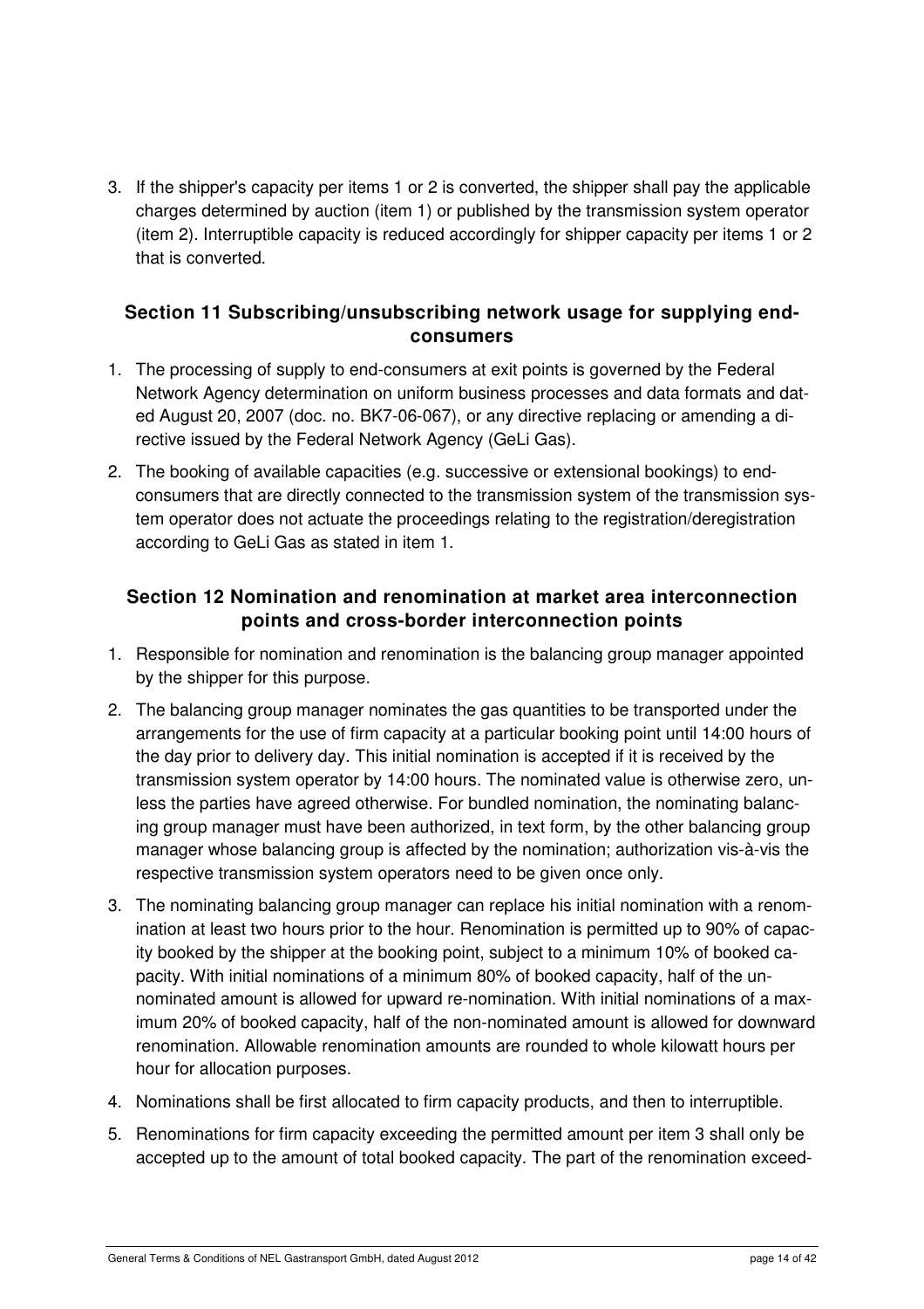3. If the shipper's capacity per items 1 or 2 is converted, the shipper shall pay the applicable charges determined by auction (item 1) or published by the transmission system operator (item 2). Interruptible capacity is reduced accordingly for shipper capacity per items 1 or 2 that is converted.

## Section 11 Subscribing/unsubscribing network usage for supplying end-consumers

1. The processing of supply to end-consumers at exit points is governed by the Federal Network Agency determination on uniform business processes and data formats and dated August 20, 2007 (doc. no. BK7-06-067), or any directive replacing or amending a directive issued by the Federal Network Agency (GeLi Gas).
2. The booking of available capacities (e.g. successive or extensional bookings) to end-consumers that are directly connected to the transmission system of the transmission system operator does not actuate the proceedings relating to the registration/deregistration according to GeLi Gas as stated in item 1.

## Section 12 Nomination and renomination at market area interconnection points and cross-border interconnection points

1. Responsible for nomination and renomination is the balancing group manager appointed by the shipper for this purpose.
2. The balancing group manager nominates the gas quantities to be transported under the arrangements for the use of firm capacity at a particular booking point until 14:00 hours of the day prior to delivery day. This initial nomination is accepted if it is received by the transmission system operator by 14:00 hours. The nominated value is otherwise zero, unless the parties have agreed otherwise. For bundled nomination, the nominating balancing group manager must have been authorized, in text form, by the other balancing group manager whose balancing group is affected by the nomination; authorization vis-à-vis the respective transmission system operators need to be given once only.
3. The nominating balancing group manager can replace his initial nomination with a renomination at least two hours prior to the hour. Renomination is permitted up to 90% of capacity booked by the shipper at the booking point, subject to a minimum 10% of booked capacity. With initial nominations of a minimum 80% of booked capacity, half of the un-nominated amount is allowed for upward re-nomination. With initial nominations of a maximum 20% of booked capacity, half of the non-nominated amount is allowed for downward renomination. Allowable renomination amounts are rounded to whole kilowatt hours per hour for allocation purposes.
4. Nominations shall be first allocated to firm capacity products, and then to interruptible.
5. Renominations for firm capacity exceeding the permitted amount per item 3 shall only be accepted up to the amount of total booked capacity. The part of the renomination exceed-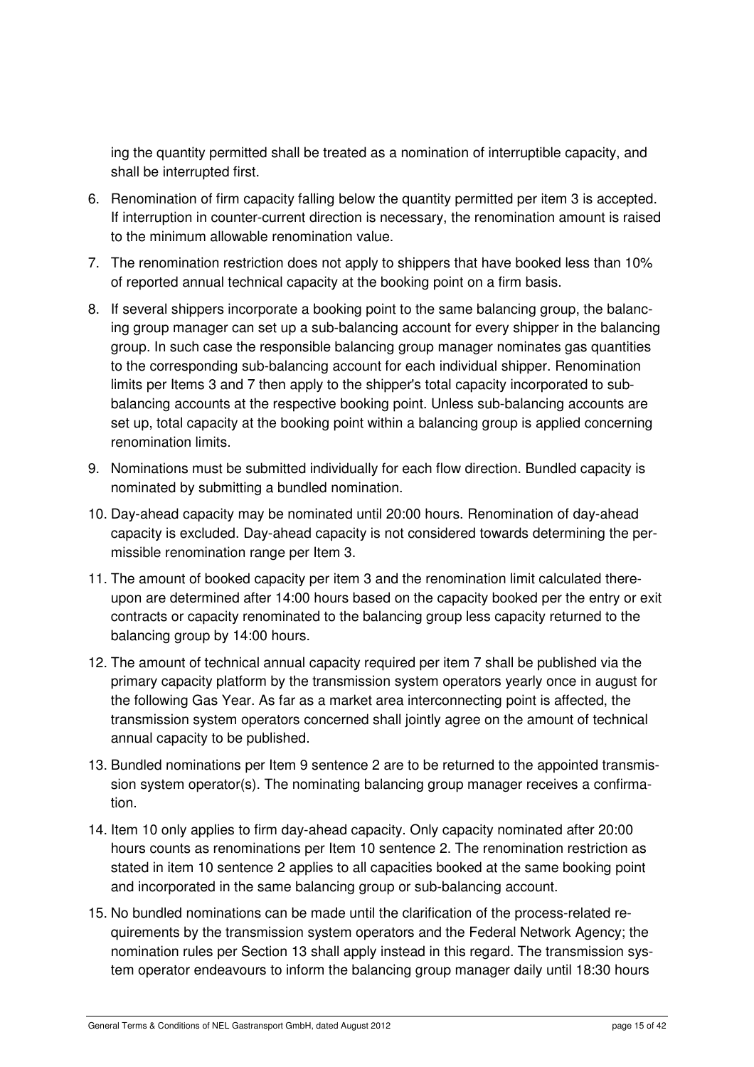ing the quantity permitted shall be treated as a nomination of interruptible capacity, and shall be interrupted first.

6. Renomination of firm capacity falling below the quantity permitted per item 3 is accepted. If interruption in counter-current direction is necessary, the renomination amount is raised to the minimum allowable renomination value.
7. The renomination restriction does not apply to shippers that have booked less than 10% of reported annual technical capacity at the booking point on a firm basis.
8. If several shippers incorporate a booking point to the same balancing group, the balancing group manager can set up a sub-balancing account for every shipper in the balancing group. In such case the responsible balancing group manager nominates gas quantities to the corresponding sub-balancing account for each individual shipper. Renomination limits per Items 3 and 7 then apply to the shipper's total capacity incorporated to sub-balancing accounts at the respective booking point. Unless sub-balancing accounts are set up, total capacity at the booking point within a balancing group is applied concerning renomination limits.
9. Nominations must be submitted individually for each flow direction. Bundled capacity is nominated by submitting a bundled nomination.
10. Day-ahead capacity may be nominated until 20:00 hours. Renomination of day-ahead capacity is excluded. Day-ahead capacity is not considered towards determining the permissible renomination range per Item 3.
11. The amount of booked capacity per item 3 and the renomination limit calculated thereupon are determined after 14:00 hours based on the capacity booked per the entry or exit contracts or capacity renominated to the balancing group less capacity returned to the balancing group by 14:00 hours.
12. The amount of technical annual capacity required per item 7 shall be published via the primary capacity platform by the transmission system operators yearly once in august for the following Gas Year. As far as a market area interconnecting point is affected, the transmission system operators concerned shall jointly agree on the amount of technical annual capacity to be published.
13. Bundled nominations per Item 9 sentence 2 are to be returned to the appointed transmission system operator(s). The nominating balancing group manager receives a confirmation.
14. Item 10 only applies to firm day-ahead capacity. Only capacity nominated after 20:00 hours counts as renominations per Item 10 sentence 2. The renomination restriction as stated in item 10 sentence 2 applies to all capacities booked at the same booking point and incorporated in the same balancing group or sub-balancing account.
15. No bundled nominations can be made until the clarification of the process-related requirements by the transmission system operators and the Federal Network Agency; the nomination rules per Section 13 shall apply instead in this regard. The transmission system operator endeavours to inform the balancing group manager daily until 18:30 hours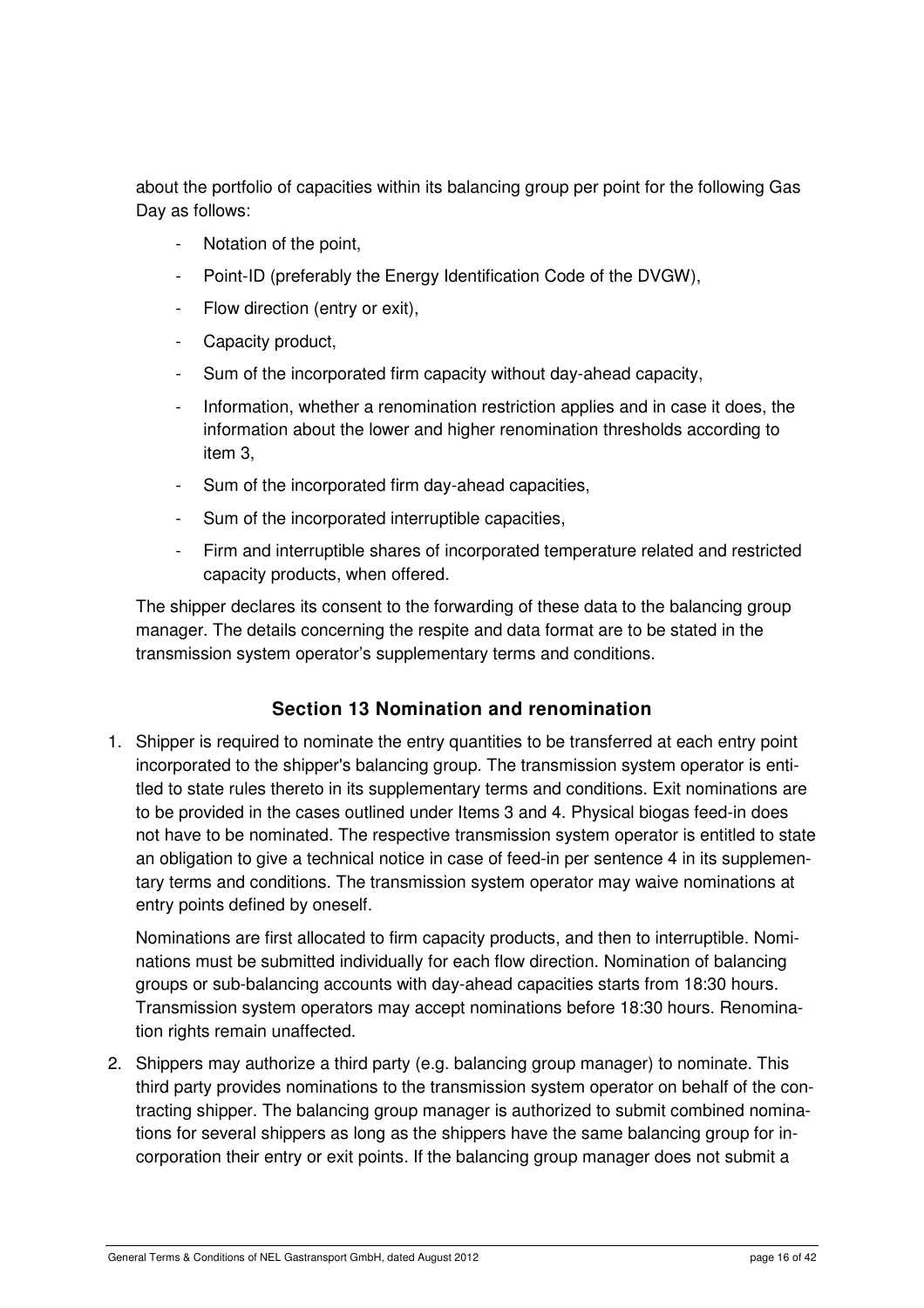about the portfolio of capacities within its balancing group per point for the following Gas Day as follows:

- Notation of the point,
- Point-ID (preferably the Energy Identification Code of the DVGW),
- Flow direction (entry or exit),
- Capacity product,
- Sum of the incorporated firm capacity without day-ahead capacity,
- Information, whether a renomination restriction applies and in case it does, the information about the lower and higher renomination thresholds according to item 3,
- Sum of the incorporated firm day-ahead capacities,
- Sum of the incorporated interruptible capacities,
- Firm and interruptible shares of incorporated temperature related and restricted capacity products, when offered.

The shipper declares its consent to the forwarding of these data to the balancing group manager. The details concerning the respite and data format are to be stated in the transmission system operator's supplementary terms and conditions.

## Section 13 Nomination and renomination

1. Shipper is required to nominate the entry quantities to be transferred at each entry point incorporated to the shipper's balancing group. The transmission system operator is entitled to state rules thereto in its supplementary terms and conditions. Exit nominations are to be provided in the cases outlined under Items 3 and 4. Physical biogas feed-in does not have to be nominated. The respective transmission system operator is entitled to state an obligation to give a technical notice in case of feed-in per sentence 4 in its supplementary terms and conditions. The transmission system operator may waive nominations at entry points defined by oneself.

   Nominations are first allocated to firm capacity products, and then to interruptible. Nominations must be submitted individually for each flow direction. Nomination of balancing groups or sub-balancing accounts with day-ahead capacities starts from 18:30 hours. Transmission system operators may accept nominations before 18:30 hours. Renomination rights remain unaffected.

2. Shippers may authorize a third party (e.g. balancing group manager) to nominate. This third party provides nominations to the transmission system operator on behalf of the contracting shipper. The balancing group manager is authorized to submit combined nominations for several shippers as long as the shippers have the same balancing group for incorporation their entry or exit points. If the balancing group manager does not submit a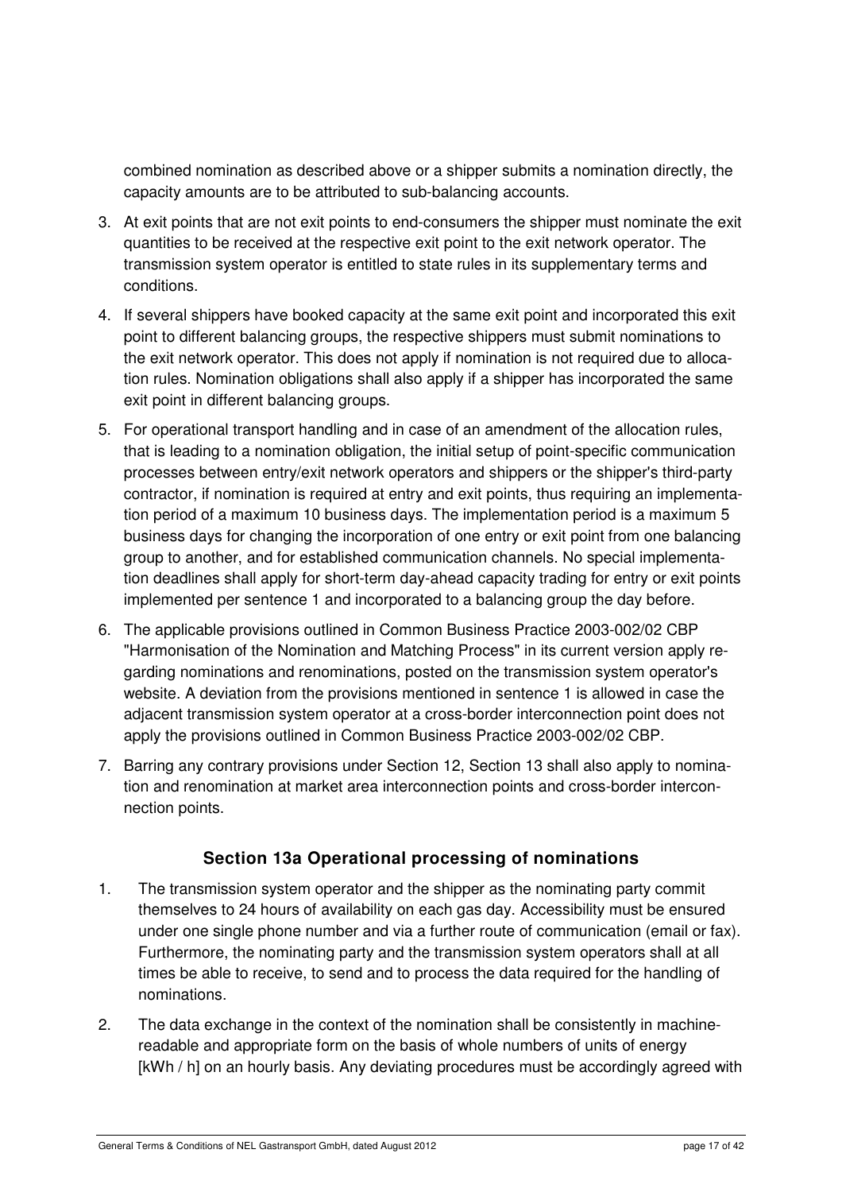combined nomination as described above or a shipper submits a nomination directly, the capacity amounts are to be attributed to sub-balancing accounts.

3. At exit points that are not exit points to end-consumers the shipper must nominate the exit quantities to be received at the respective exit point to the exit network operator. The transmission system operator is entitled to state rules in its supplementary terms and conditions.
4. If several shippers have booked capacity at the same exit point and incorporated this exit point to different balancing groups, the respective shippers must submit nominations to the exit network operator. This does not apply if nomination is not required due to allocation rules. Nomination obligations shall also apply if a shipper has incorporated the same exit point in different balancing groups.
5. For operational transport handling and in case of an amendment of the allocation rules, that is leading to a nomination obligation, the initial setup of point-specific communication processes between entry/exit network operators and shippers or the shipper's third-party contractor, if nomination is required at entry and exit points, thus requiring an implementation period of a maximum 10 business days. The implementation period is a maximum 5 business days for changing the incorporation of one entry or exit point from one balancing group to another, and for established communication channels. No special implementation deadlines shall apply for short-term day-ahead capacity trading for entry or exit points implemented per sentence 1 and incorporated to a balancing group the day before.
6. The applicable provisions outlined in Common Business Practice 2003-002/02 CBP "Harmonisation of the Nomination and Matching Process" in its current version apply regarding nominations and renominations, posted on the transmission system operator's website. A deviation from the provisions mentioned in sentence 1 is allowed in case the adjacent transmission system operator at a cross-border interconnection point does not apply the provisions outlined in Common Business Practice 2003-002/02 CBP.
7. Barring any contrary provisions under Section 12, Section 13 shall also apply to nomination and renomination at market area interconnection points and cross-border interconnection points.

## Section 13a Operational processing of nominations

1. The transmission system operator and the shipper as the nominating party commit themselves to 24 hours of availability on each gas day. Accessibility must be ensured under one single phone number and via a further route of communication (email or fax). Furthermore, the nominating party and the transmission system operators shall at all times be able to receive, to send and to process the data required for the handling of nominations.
2. The data exchange in the context of the nomination shall be consistently in machine-readable and appropriate form on the basis of whole numbers of units of energy [kWh / h] on an hourly basis. Any deviating procedures must be accordingly agreed with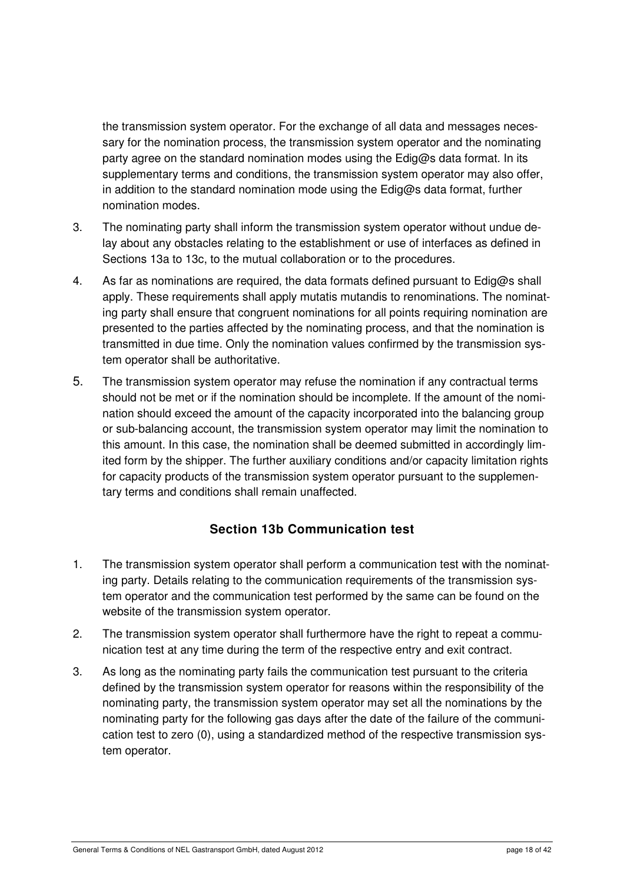the transmission system operator. For the exchange of all data and messages necessary for the nomination process, the transmission system operator and the nominating party agree on the standard nomination modes using the Edig@s data format. In its supplementary terms and conditions, the transmission system operator may also offer, in addition to the standard nomination mode using the Edig@s data format, further nomination modes.

3. The nominating party shall inform the transmission system operator without undue delay about any obstacles relating to the establishment or use of interfaces as defined in Sections 13a to 13c, to the mutual collaboration or to the procedures.

4. As far as nominations are required, the data formats defined pursuant to Edig@s shall apply. These requirements shall apply mutatis mutandis to renominations. The nominating party shall ensure that congruent nominations for all points requiring nomination are presented to the parties affected by the nominating process, and that the nomination is transmitted in due time. Only the nomination values confirmed by the transmission system operator shall be authoritative.

5. The transmission system operator may refuse the nomination if any contractual terms should not be met or if the nomination should be incomplete. If the amount of the nomination should exceed the amount of the capacity incorporated into the balancing group or sub-balancing account, the transmission system operator may limit the nomination to this amount. In this case, the nomination shall be deemed submitted in accordingly limited form by the shipper. The further auxiliary conditions and/or capacity limitation rights for capacity products of the transmission system operator pursuant to the supplementary terms and conditions shall remain unaffected.

## Section 13b Communication test

1. The transmission system operator shall perform a communication test with the nominating party. Details relating to the communication requirements of the transmission system operator and the communication test performed by the same can be found on the website of the transmission system operator.

2. The transmission system operator shall furthermore have the right to repeat a communication test at any time during the term of the respective entry and exit contract.

3. As long as the nominating party fails the communication test pursuant to the criteria defined by the transmission system operator for reasons within the responsibility of the nominating party, the transmission system operator may set all the nominations by the nominating party for the following gas days after the date of the failure of the communication test to zero (0), using a standardized method of the respective transmission system operator.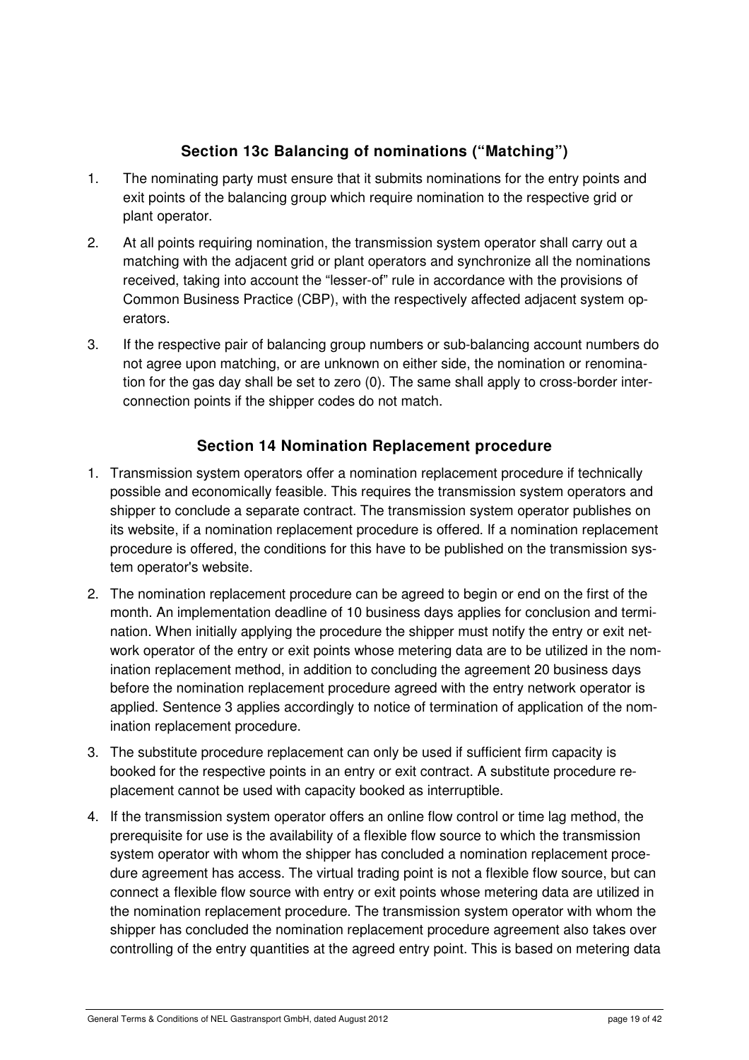## Section 13c Balancing of nominations ("Matching")

1. The nominating party must ensure that it submits nominations for the entry points and exit points of the balancing group which require nomination to the respective grid or plant operator.
2. At all points requiring nomination, the transmission system operator shall carry out a matching with the adjacent grid or plant operators and synchronize all the nominations received, taking into account the "lesser-of" rule in accordance with the provisions of Common Business Practice (CBP), with the respectively affected adjacent system operators.
3. If the respective pair of balancing group numbers or sub-balancing account numbers do not agree upon matching, or are unknown on either side, the nomination or renomination for the gas day shall be set to zero (0). The same shall apply to cross-border interconnection points if the shipper codes do not match.

## Section 14 Nomination Replacement procedure

1. Transmission system operators offer a nomination replacement procedure if technically possible and economically feasible. This requires the transmission system operators and shipper to conclude a separate contract. The transmission system operator publishes on its website, if a nomination replacement procedure is offered. If a nomination replacement procedure is offered, the conditions for this have to be published on the transmission system operator's website.
2. The nomination replacement procedure can be agreed to begin or end on the first of the month. An implementation deadline of 10 business days applies for conclusion and termination. When initially applying the procedure the shipper must notify the entry or exit network operator of the entry or exit points whose metering data are to be utilized in the nomination replacement method, in addition to concluding the agreement 20 business days before the nomination replacement procedure agreed with the entry network operator is applied. Sentence 3 applies accordingly to notice of termination of application of the nomination replacement procedure.
3. The substitute procedure replacement can only be used if sufficient firm capacity is booked for the respective points in an entry or exit contract. A substitute procedure replacement cannot be used with capacity booked as interruptible.
4. If the transmission system operator offers an online flow control or time lag method, the prerequisite for use is the availability of a flexible flow source to which the transmission system operator with whom the shipper has concluded a nomination replacement procedure agreement has access. The virtual trading point is not a flexible flow source, but can connect a flexible flow source with entry or exit points whose metering data are utilized in the nomination replacement procedure. The transmission system operator with whom the shipper has concluded the nomination replacement procedure agreement also takes over controlling of the entry quantities at the agreed entry point. This is based on metering data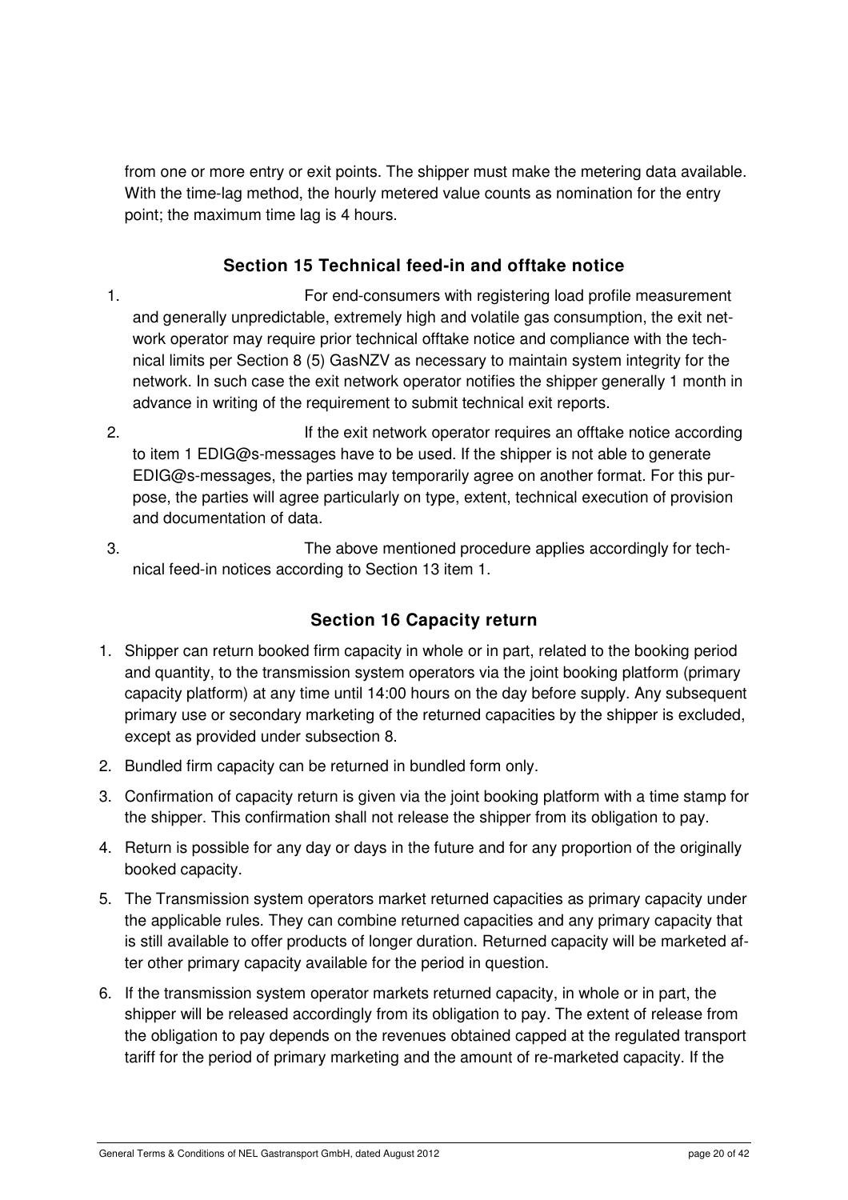from one or more entry or exit points. The shipper must make the metering data available. With the time-lag method, the hourly metered value counts as nomination for the entry point; the maximum time lag is 4 hours.

## Section 15 Technical feed-in and offtake notice

1. For end-consumers with registering load profile measurement and generally unpredictable, extremely high and volatile gas consumption, the exit network operator may require prior technical offtake notice and compliance with the technical limits per Section 8 (5) GasNZV as necessary to maintain system integrity for the network. In such case the exit network operator notifies the shipper generally 1 month in advance in writing of the requirement to submit technical exit reports.
2. If the exit network operator requires an offtake notice according to item 1 EDIG@s-messages have to be used. If the shipper is not able to generate EDIG@s-messages, the parties may temporarily agree on another format. For this purpose, the parties will agree particularly on type, extent, technical execution of provision and documentation of data.
3. The above mentioned procedure applies accordingly for technical feed-in notices according to Section 13 item 1.

## Section 16 Capacity return

1. Shipper can return booked firm capacity in whole or in part, related to the booking period and quantity, to the transmission system operators via the joint booking platform (primary capacity platform) at any time until 14:00 hours on the day before supply. Any subsequent primary use or secondary marketing of the returned capacities by the shipper is excluded, except as provided under subsection 8.
2. Bundled firm capacity can be returned in bundled form only.
3. Confirmation of capacity return is given via the joint booking platform with a time stamp for the shipper. This confirmation shall not release the shipper from its obligation to pay.
4. Return is possible for any day or days in the future and for any proportion of the originally booked capacity.
5. The Transmission system operators market returned capacities as primary capacity under the applicable rules. They can combine returned capacities and any primary capacity that is still available to offer products of longer duration. Returned capacity will be marketed after other primary capacity available for the period in question.
6. If the transmission system operator markets returned capacity, in whole or in part, the shipper will be released accordingly from its obligation to pay. The extent of release from the obligation to pay depends on the revenues obtained capped at the regulated transport tariff for the period of primary marketing and the amount of re-marketed capacity. If the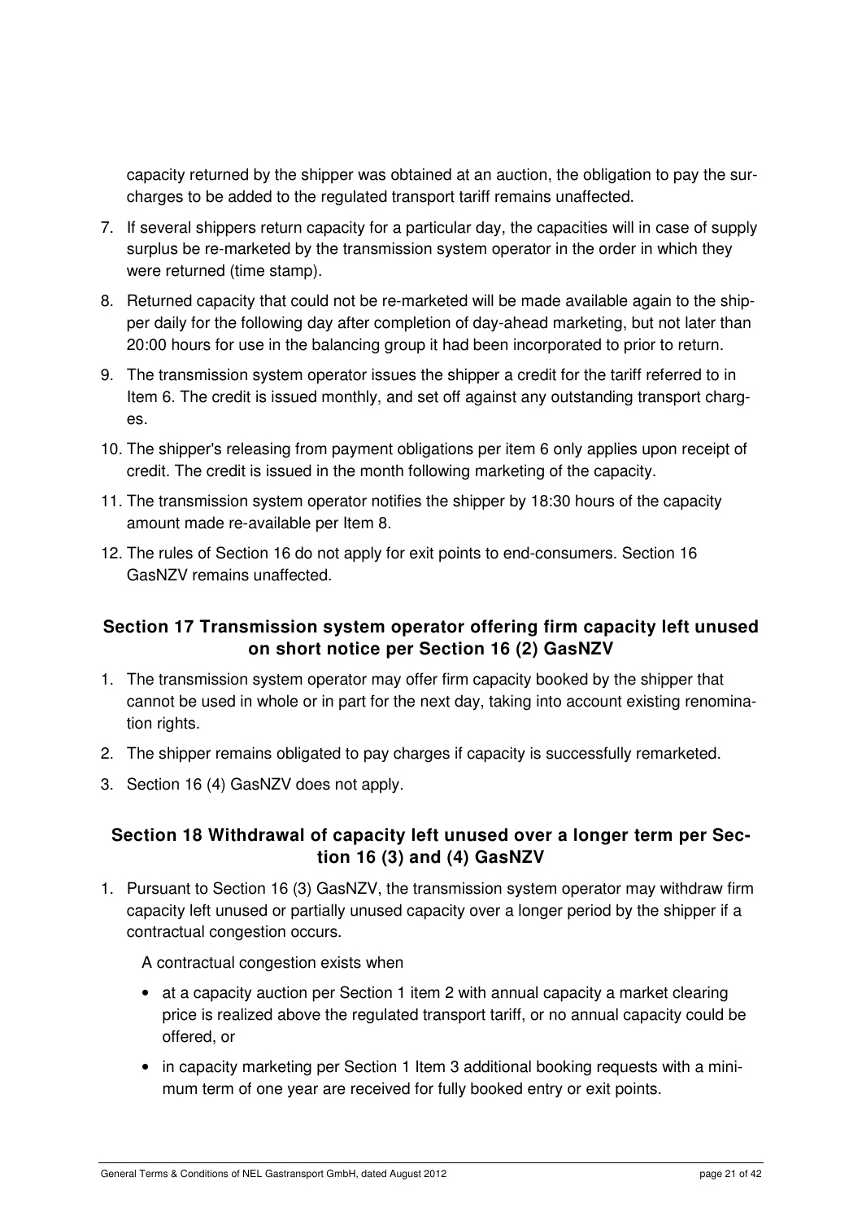capacity returned by the shipper was obtained at an auction, the obligation to pay the surcharges to be added to the regulated transport tariff remains unaffected.

7. If several shippers return capacity for a particular day, the capacities will in case of supply surplus be re-marketed by the transmission system operator in the order in which they were returned (time stamp).
8. Returned capacity that could not be re-marketed will be made available again to the shipper daily for the following day after completion of day-ahead marketing, but not later than 20:00 hours for use in the balancing group it had been incorporated to prior to return.
9. The transmission system operator issues the shipper a credit for the tariff referred to in Item 6. The credit is issued monthly, and set off against any outstanding transport charges.
10. The shipper's releasing from payment obligations per item 6 only applies upon receipt of credit. The credit is issued in the month following marketing of the capacity.
11. The transmission system operator notifies the shipper by 18:30 hours of the capacity amount made re-available per Item 8.
12. The rules of Section 16 do not apply for exit points to end-consumers. Section 16 GasNZV remains unaffected.

## Section 17 Transmission system operator offering firm capacity left unused on short notice per Section 16 (2) GasNZV

1. The transmission system operator may offer firm capacity booked by the shipper that cannot be used in whole or in part for the next day, taking into account existing renomination rights.
2. The shipper remains obligated to pay charges if capacity is successfully remarketed.
3. Section 16 (4) GasNZV does not apply.

## Section 18 Withdrawal of capacity left unused over a longer term per Section 16 (3) and (4) GasNZV

1. Pursuant to Section 16 (3) GasNZV, the transmission system operator may withdraw firm capacity left unused or partially unused capacity over a longer period by the shipper if a contractual congestion occurs.

   A contractual congestion exists when

   - at a capacity auction per Section 1 item 2 with annual capacity a market clearing price is realized above the regulated transport tariff, or no annual capacity could be offered, or
   - in capacity marketing per Section 1 Item 3 additional booking requests with a minimum term of one year are received for fully booked entry or exit points.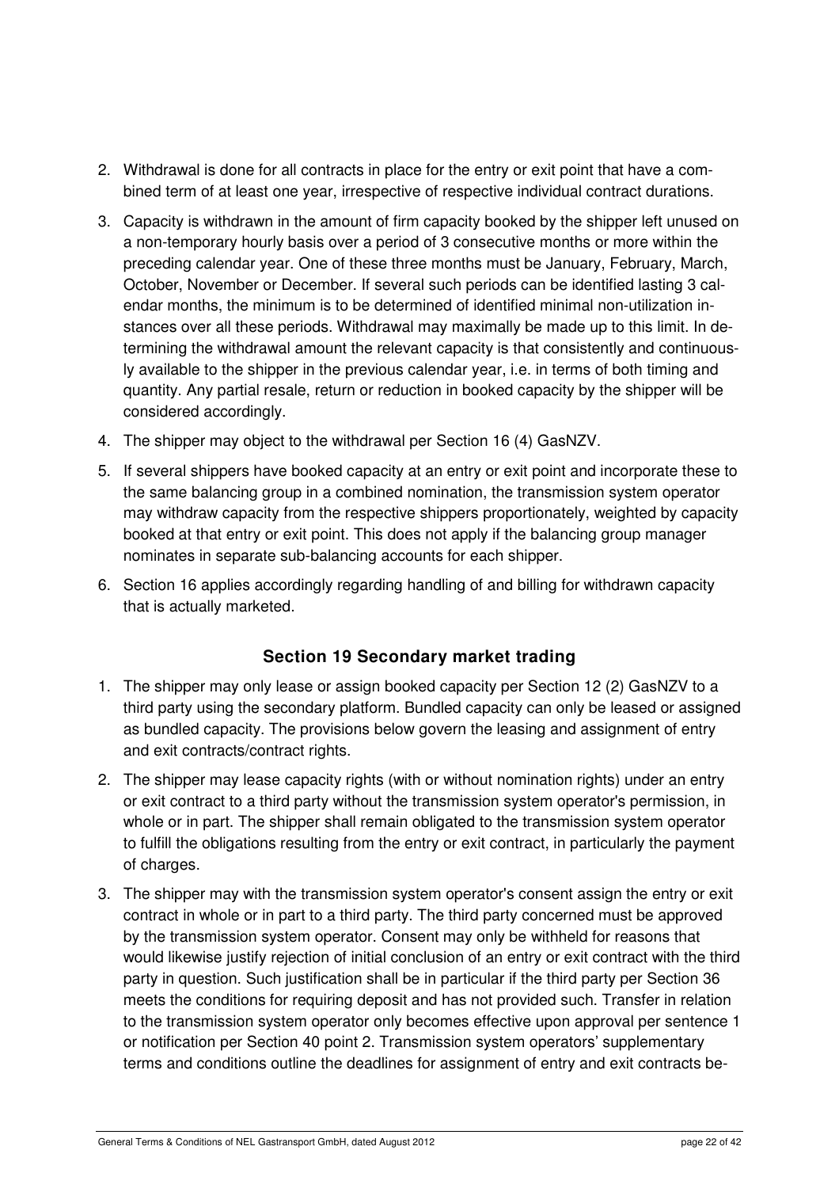2. Withdrawal is done for all contracts in place for the entry or exit point that have a combined term of at least one year, irrespective of respective individual contract durations.
3. Capacity is withdrawn in the amount of firm capacity booked by the shipper left unused on a non-temporary hourly basis over a period of 3 consecutive months or more within the preceding calendar year. One of these three months must be January, February, March, October, November or December. If several such periods can be identified lasting 3 calendar months, the minimum is to be determined of identified minimal non-utilization instances over all these periods. Withdrawal may maximally be made up to this limit. In determining the withdrawal amount the relevant capacity is that consistently and continuously available to the shipper in the previous calendar year, i.e. in terms of both timing and quantity. Any partial resale, return or reduction in booked capacity by the shipper will be considered accordingly.
4. The shipper may object to the withdrawal per Section 16 (4) GasNZV.
5. If several shippers have booked capacity at an entry or exit point and incorporate these to the same balancing group in a combined nomination, the transmission system operator may withdraw capacity from the respective shippers proportionately, weighted by capacity booked at that entry or exit point. This does not apply if the balancing group manager nominates in separate sub-balancing accounts for each shipper.
6. Section 16 applies accordingly regarding handling of and billing for withdrawn capacity that is actually marketed.

## Section 19 Secondary market trading

1. The shipper may only lease or assign booked capacity per Section 12 (2) GasNZV to a third party using the secondary platform. Bundled capacity can only be leased or assigned as bundled capacity. The provisions below govern the leasing and assignment of entry and exit contracts/contract rights.
2. The shipper may lease capacity rights (with or without nomination rights) under an entry or exit contract to a third party without the transmission system operator's permission, in whole or in part. The shipper shall remain obligated to the transmission system operator to fulfill the obligations resulting from the entry or exit contract, in particularly the payment of charges.
3. The shipper may with the transmission system operator's consent assign the entry or exit contract in whole or in part to a third party. The third party concerned must be approved by the transmission system operator. Consent may only be withheld for reasons that would likewise justify rejection of initial conclusion of an entry or exit contract with the third party in question. Such justification shall be in particular if the third party per Section 36 meets the conditions for requiring deposit and has not provided such. Transfer in relation to the transmission system operator only becomes effective upon approval per sentence 1 or notification per Section 40 point 2. Transmission system operators' supplementary terms and conditions outline the deadlines for assignment of entry and exit contracts be-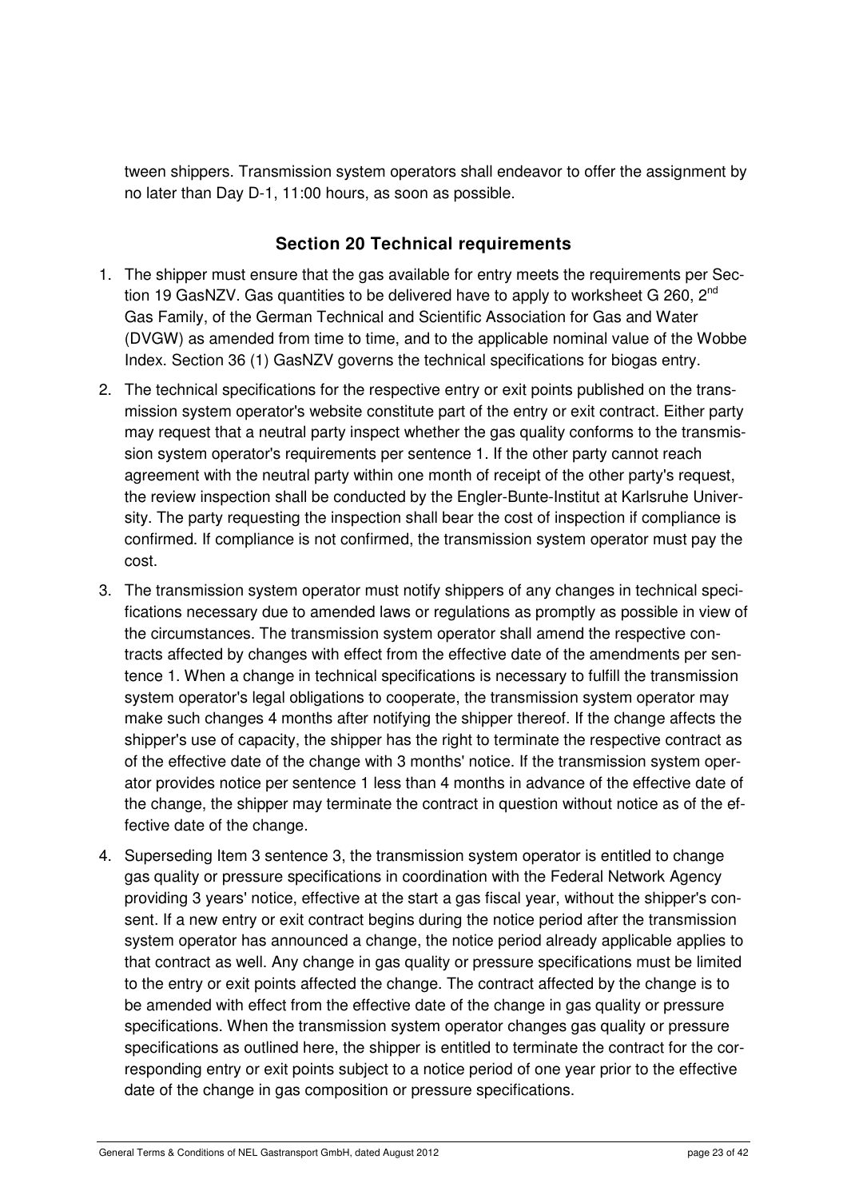tween shippers. Transmission system operators shall endeavor to offer the assignment by no later than Day D-1, 11:00 hours, as soon as possible.

### Section 20 Technical requirements

1. The shipper must ensure that the gas available for entry meets the requirements per Section 19 GasNZV. Gas quantities to be delivered have to apply to worksheet G 260, 2nd Gas Family, of the German Technical and Scientific Association for Gas and Water (DVGW) as amended from time to time, and to the applicable nominal value of the Wobbe Index. Section 36 (1) GasNZV governs the technical specifications for biogas entry.
2. The technical specifications for the respective entry or exit points published on the transmission system operator's website constitute part of the entry or exit contract. Either party may request that a neutral party inspect whether the gas quality conforms to the transmission system operator's requirements per sentence 1. If the other party cannot reach agreement with the neutral party within one month of receipt of the other party's request, the review inspection shall be conducted by the Engler-Bunte-Institut at Karlsruhe University. The party requesting the inspection shall bear the cost of inspection if compliance is confirmed. If compliance is not confirmed, the transmission system operator must pay the cost.
3. The transmission system operator must notify shippers of any changes in technical specifications necessary due to amended laws or regulations as promptly as possible in view of the circumstances. The transmission system operator shall amend the respective contracts affected by changes with effect from the effective date of the amendments per sentence 1. When a change in technical specifications is necessary to fulfill the transmission system operator's legal obligations to cooperate, the transmission system operator may make such changes 4 months after notifying the shipper thereof. If the change affects the shipper's use of capacity, the shipper has the right to terminate the respective contract as of the effective date of the change with 3 months' notice. If the transmission system operator provides notice per sentence 1 less than 4 months in advance of the effective date of the change, the shipper may terminate the contract in question without notice as of the effective date of the change.
4. Superseding Item 3 sentence 3, the transmission system operator is entitled to change gas quality or pressure specifications in coordination with the Federal Network Agency providing 3 years' notice, effective at the start a gas fiscal year, without the shipper's consent. If a new entry or exit contract begins during the notice period after the transmission system operator has announced a change, the notice period already applicable applies to that contract as well. Any change in gas quality or pressure specifications must be limited to the entry or exit points affected the change. The contract affected by the change is to be amended with effect from the effective date of the change in gas quality or pressure specifications. When the transmission system operator changes gas quality or pressure specifications as outlined here, the shipper is entitled to terminate the contract for the corresponding entry or exit points subject to a notice period of one year prior to the effective date of the change in gas composition or pressure specifications.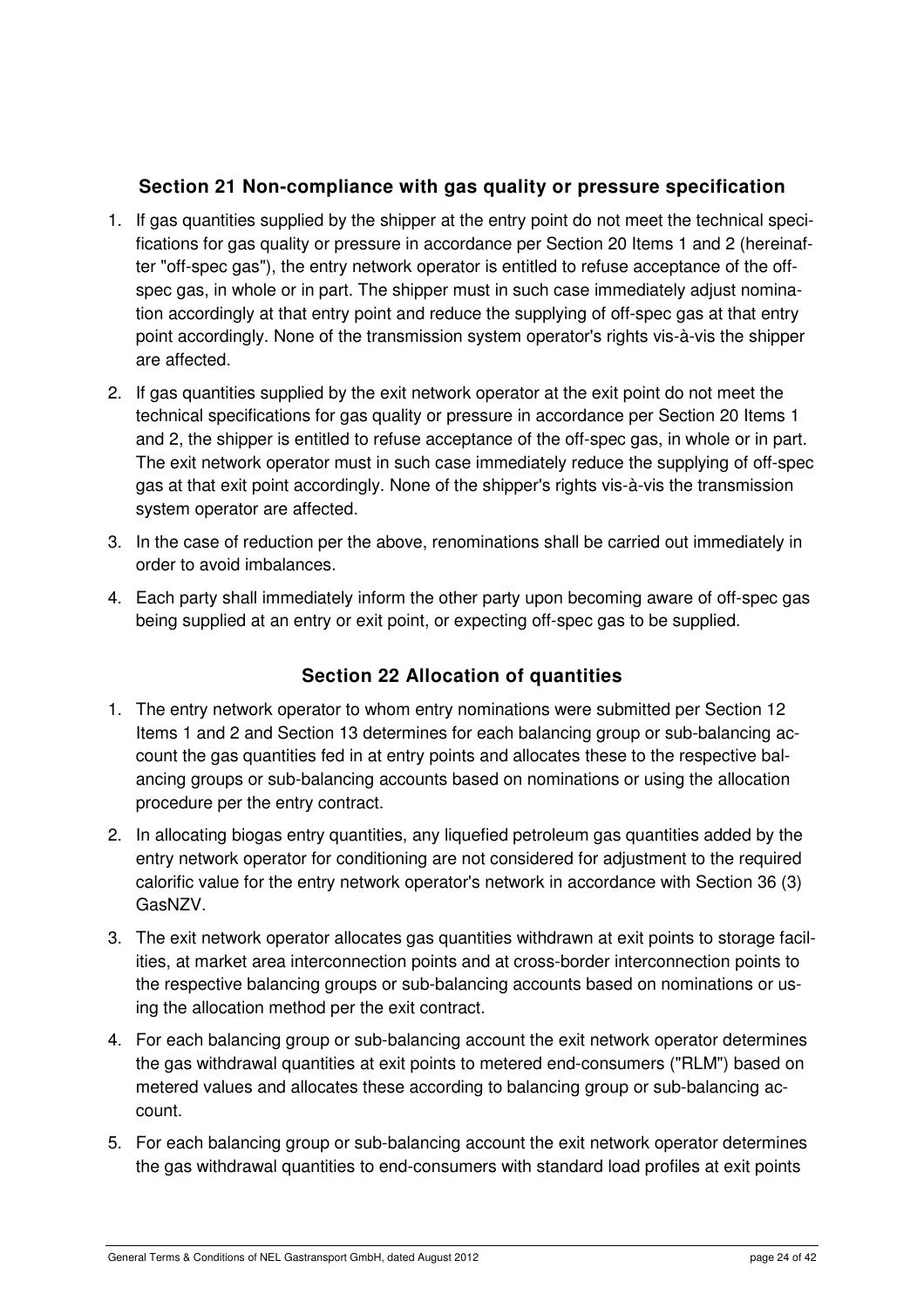## Section 21 Non-compliance with gas quality or pressure specification

1. If gas quantities supplied by the shipper at the entry point do not meet the technical specifications for gas quality or pressure in accordance per Section 20 Items 1 and 2 (hereinafter "off-spec gas"), the entry network operator is entitled to refuse acceptance of the off-spec gas, in whole or in part. The shipper must in such case immediately adjust nomination accordingly at that entry point and reduce the supplying of off-spec gas at that entry point accordingly. None of the transmission system operator's rights vis-à-vis the shipper are affected.
2. If gas quantities supplied by the exit network operator at the exit point do not meet the technical specifications for gas quality or pressure in accordance per Section 20 Items 1 and 2, the shipper is entitled to refuse acceptance of the off-spec gas, in whole or in part. The exit network operator must in such case immediately reduce the supplying of off-spec gas at that exit point accordingly. None of the shipper's rights vis-à-vis the transmission system operator are affected.
3. In the case of reduction per the above, renominations shall be carried out immediately in order to avoid imbalances.
4. Each party shall immediately inform the other party upon becoming aware of off-spec gas being supplied at an entry or exit point, or expecting off-spec gas to be supplied.

## Section 22 Allocation of quantities

1. The entry network operator to whom entry nominations were submitted per Section 12 Items 1 and 2 and Section 13 determines for each balancing group or sub-balancing account the gas quantities fed in at entry points and allocates these to the respective balancing groups or sub-balancing accounts based on nominations or using the allocation procedure per the entry contract.
2. In allocating biogas entry quantities, any liquefied petroleum gas quantities added by the entry network operator for conditioning are not considered for adjustment to the required calorific value for the entry network operator's network in accordance with Section 36 (3) GasNZV.
3. The exit network operator allocates gas quantities withdrawn at exit points to storage facilities, at market area interconnection points and at cross-border interconnection points to the respective balancing groups or sub-balancing accounts based on nominations or using the allocation method per the exit contract.
4. For each balancing group or sub-balancing account the exit network operator determines the gas withdrawal quantities at exit points to metered end-consumers ("RLM") based on metered values and allocates these according to balancing group or sub-balancing account.
5. For each balancing group or sub-balancing account the exit network operator determines the gas withdrawal quantities to end-consumers with standard load profiles at exit points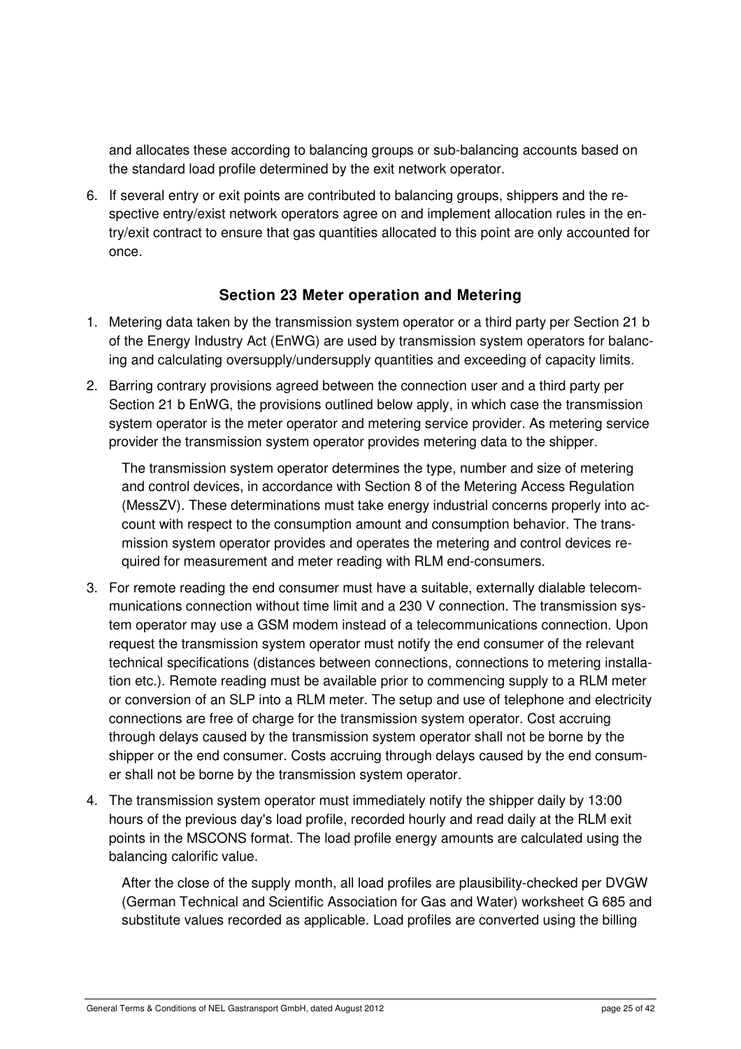and allocates these according to balancing groups or sub-balancing accounts based on the standard load profile determined by the exit network operator.

6. If several entry or exit points are contributed to balancing groups, shippers and the respective entry/exist network operators agree on and implement allocation rules in the entry/exit contract to ensure that gas quantities allocated to this point are only accounted for once.

## Section 23 Meter operation and Metering

1. Metering data taken by the transmission system operator or a third party per Section 21 b of the Energy Industry Act (EnWG) are used by transmission system operators for balancing and calculating oversupply/undersupply quantities and exceeding of capacity limits.

2. Barring contrary provisions agreed between the connection user and a third party per Section 21 b EnWG, the provisions outlined below apply, in which case the transmission system operator is the meter operator and metering service provider. As metering service provider the transmission system operator provides metering data to the shipper.

   The transmission system operator determines the type, number and size of metering and control devices, in accordance with Section 8 of the Metering Access Regulation (MessZV). These determinations must take energy industrial concerns properly into account with respect to the consumption amount and consumption behavior. The transmission system operator provides and operates the metering and control devices required for measurement and meter reading with RLM end-consumers.

3. For remote reading the end consumer must have a suitable, externally dialable telecommunications connection without time limit and a 230 V connection. The transmission system operator may use a GSM modem instead of a telecommunications connection. Upon request the transmission system operator must notify the end consumer of the relevant technical specifications (distances between connections, connections to metering installation etc.). Remote reading must be available prior to commencing supply to a RLM meter or conversion of an SLP into a RLM meter. The setup and use of telephone and electricity connections are free of charge for the transmission system operator. Cost accruing through delays caused by the transmission system operator shall not be borne by the shipper or the end consumer. Costs accruing through delays caused by the end consumer shall not be borne by the transmission system operator.

4. The transmission system operator must immediately notify the shipper daily by 13:00 hours of the previous day's load profile, recorded hourly and read daily at the RLM exit points in the MSCONS format. The load profile energy amounts are calculated using the balancing calorific value.

   After the close of the supply month, all load profiles are plausibility-checked per DVGW (German Technical and Scientific Association for Gas and Water) worksheet G 685 and substitute values recorded as applicable. Load profiles are converted using the billing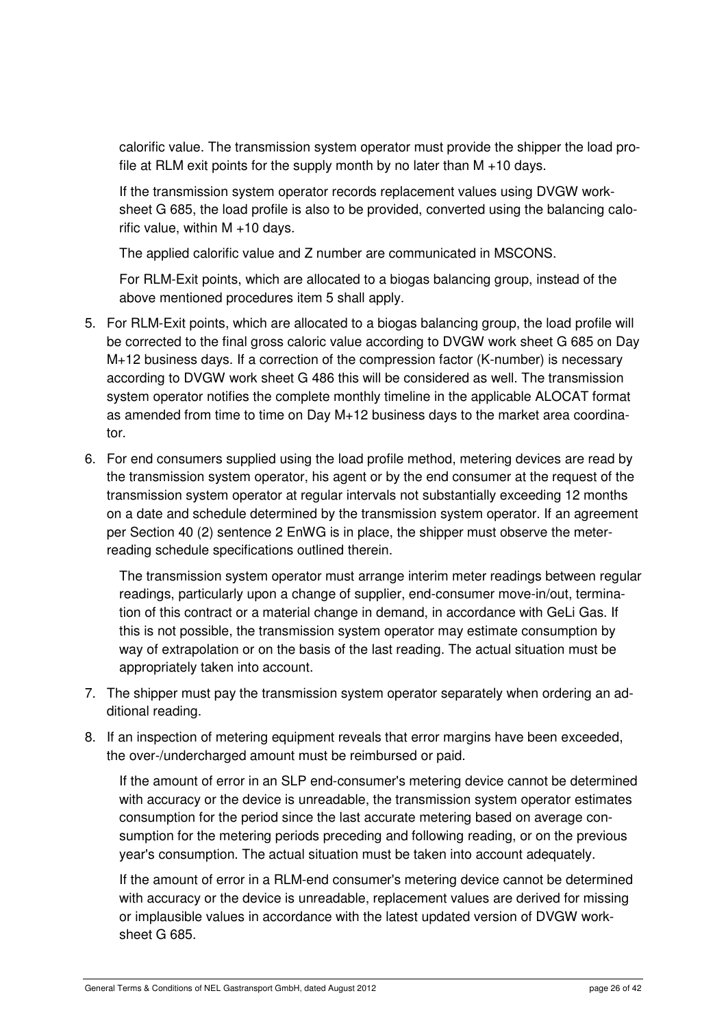calorific value. The transmission system operator must provide the shipper the load profile at RLM exit points for the supply month by no later than M +10 days.

If the transmission system operator records replacement values using DVGW worksheet G 685, the load profile is also to be provided, converted using the balancing calorific value, within M +10 days.

The applied calorific value and Z number are communicated in MSCONS.

For RLM-Exit points, which are allocated to a biogas balancing group, instead of the above mentioned procedures item 5 shall apply.

5. For RLM-Exit points, which are allocated to a biogas balancing group, the load profile will be corrected to the final gross caloric value according to DVGW work sheet G 685 on Day M+12 business days. If a correction of the compression factor (K-number) is necessary according to DVGW work sheet G 486 this will be considered as well. The transmission system operator notifies the complete monthly timeline in the applicable ALOCAT format as amended from time to time on Day M+12 business days to the market area coordinator.

6. For end consumers supplied using the load profile method, metering devices are read by the transmission system operator, his agent or by the end consumer at the request of the transmission system operator at regular intervals not substantially exceeding 12 months on a date and schedule determined by the transmission system operator. If an agreement per Section 40 (2) sentence 2 EnWG is in place, the shipper must observe the meter-reading schedule specifications outlined therein.

   The transmission system operator must arrange interim meter readings between regular readings, particularly upon a change of supplier, end-consumer move-in/out, termination of this contract or a material change in demand, in accordance with GeLi Gas. If this is not possible, the transmission system operator may estimate consumption by way of extrapolation or on the basis of the last reading. The actual situation must be appropriately taken into account.

7. The shipper must pay the transmission system operator separately when ordering an additional reading.

8. If an inspection of metering equipment reveals that error margins have been exceeded, the over-/undercharged amount must be reimbursed or paid.

   If the amount of error in an SLP end-consumer's metering device cannot be determined with accuracy or the device is unreadable, the transmission system operator estimates consumption for the period since the last accurate metering based on average consumption for the metering periods preceding and following reading, or on the previous year's consumption. The actual situation must be taken into account adequately.

   If the amount of error in a RLM-end consumer's metering device cannot be determined with accuracy or the device is unreadable, replacement values are derived for missing or implausible values in accordance with the latest updated version of DVGW worksheet G 685.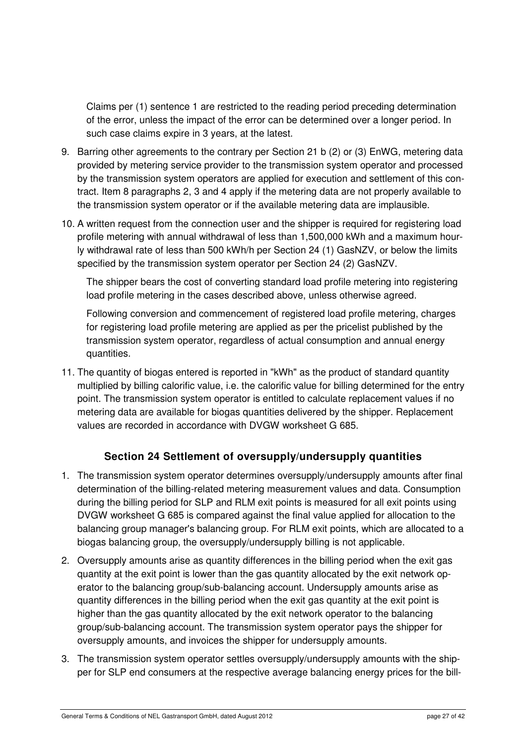Claims per (1) sentence 1 are restricted to the reading period preceding determination of the error, unless the impact of the error can be determined over a longer period. In such case claims expire in 3 years, at the latest.

9. Barring other agreements to the contrary per Section 21 b (2) or (3) EnWG, metering data provided by metering service provider to the transmission system operator and processed by the transmission system operators are applied for execution and settlement of this contract. Item 8 paragraphs 2, 3 and 4 apply if the metering data are not properly available to the transmission system operator or if the available metering data are implausible.

10. A written request from the connection user and the shipper is required for registering load profile metering with annual withdrawal of less than 1,500,000 kWh and a maximum hourly withdrawal rate of less than 500 kWh/h per Section 24 (1) GasNZV, or below the limits specified by the transmission system operator per Section 24 (2) GasNZV.

    The shipper bears the cost of converting standard load profile metering into registering load profile metering in the cases described above, unless otherwise agreed.

    Following conversion and commencement of registered load profile metering, charges for registering load profile metering are applied as per the pricelist published by the transmission system operator, regardless of actual consumption and annual energy quantities.

11. The quantity of biogas entered is reported in "kWh" as the product of standard quantity multiplied by billing calorific value, i.e. the calorific value for billing determined for the entry point. The transmission system operator is entitled to calculate replacement values if no metering data are available for biogas quantities delivered by the shipper. Replacement values are recorded in accordance with DVGW worksheet G 685.

### Section 24 Settlement of oversupply/undersupply quantities

1. The transmission system operator determines oversupply/undersupply amounts after final determination of the billing-related metering measurement values and data. Consumption during the billing period for SLP and RLM exit points is measured for all exit points using DVGW worksheet G 685 is compared against the final value applied for allocation to the balancing group manager's balancing group. For RLM exit points, which are allocated to a biogas balancing group, the oversupply/undersupply billing is not applicable.

2. Oversupply amounts arise as quantity differences in the billing period when the exit gas quantity at the exit point is lower than the gas quantity allocated by the exit network operator to the balancing group/sub-balancing account. Undersupply amounts arise as quantity differences in the billing period when the exit gas quantity at the exit point is higher than the gas quantity allocated by the exit network operator to the balancing group/sub-balancing account. The transmission system operator pays the shipper for oversupply amounts, and invoices the shipper for undersupply amounts.

3. The transmission system operator settles oversupply/undersupply amounts with the shipper for SLP end consumers at the respective average balancing energy prices for the bill-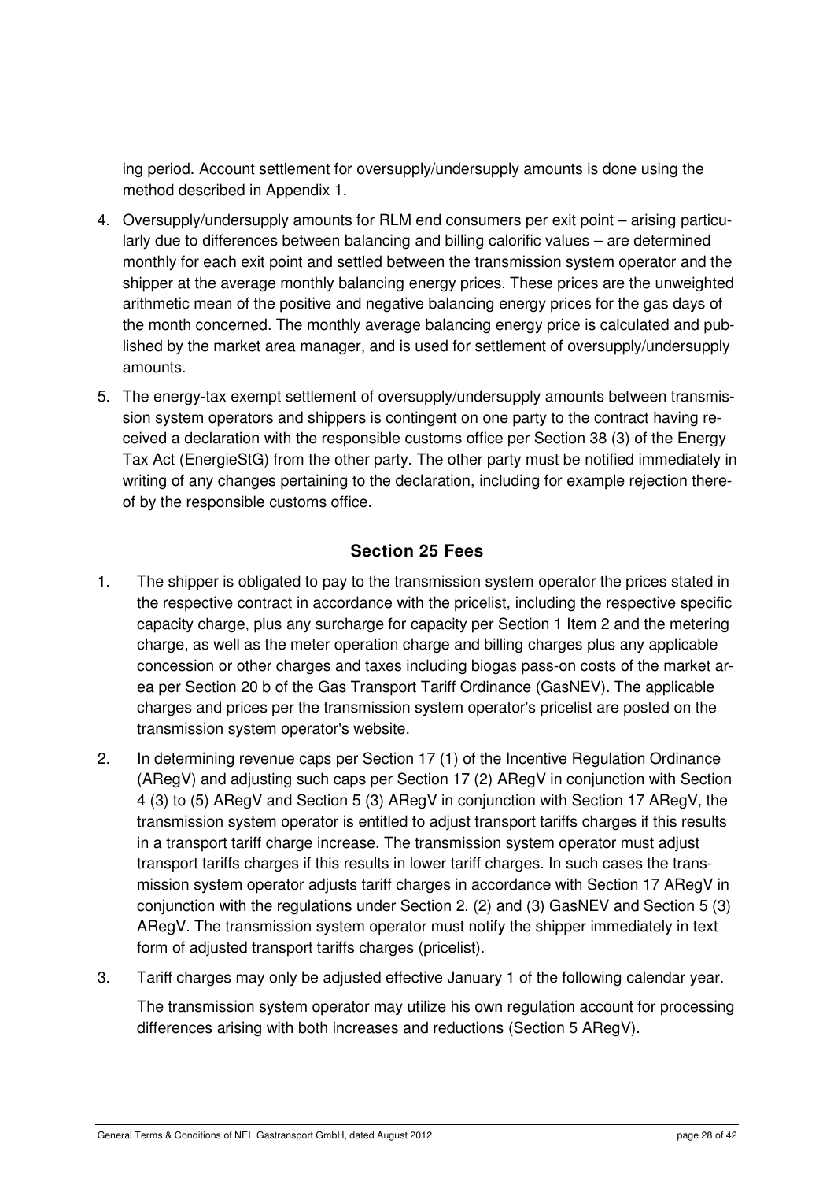ing period. Account settlement for oversupply/undersupply amounts is done using the method described in Appendix 1.

4. Oversupply/undersupply amounts for RLM end consumers per exit point – arising particularly due to differences between balancing and billing calorific values – are determined monthly for each exit point and settled between the transmission system operator and the shipper at the average monthly balancing energy prices. These prices are the unweighted arithmetic mean of the positive and negative balancing energy prices for the gas days of the month concerned. The monthly average balancing energy price is calculated and published by the market area manager, and is used for settlement of oversupply/undersupply amounts.

5. The energy-tax exempt settlement of oversupply/undersupply amounts between transmission system operators and shippers is contingent on one party to the contract having received a declaration with the responsible customs office per Section 38 (3) of the Energy Tax Act (EnergieStG) from the other party. The other party must be notified immediately in writing of any changes pertaining to the declaration, including for example rejection thereof by the responsible customs office.

## Section 25 Fees

1. The shipper is obligated to pay to the transmission system operator the prices stated in the respective contract in accordance with the pricelist, including the respective specific capacity charge, plus any surcharge for capacity per Section 1 Item 2 and the metering charge, as well as the meter operation charge and billing charges plus any applicable concession or other charges and taxes including biogas pass-on costs of the market area per Section 20 b of the Gas Transport Tariff Ordinance (GasNEV). The applicable charges and prices per the transmission system operator's pricelist are posted on the transmission system operator's website.

2. In determining revenue caps per Section 17 (1) of the Incentive Regulation Ordinance (ARegV) and adjusting such caps per Section 17 (2) ARegV in conjunction with Section 4 (3) to (5) ARegV and Section 5 (3) ARegV in conjunction with Section 17 ARegV, the transmission system operator is entitled to adjust transport tariffs charges if this results in a transport tariff charge increase. The transmission system operator must adjust transport tariffs charges if this results in lower tariff charges. In such cases the transmission system operator adjusts tariff charges in accordance with Section 17 ARegV in conjunction with the regulations under Section 2, (2) and (3) GasNEV and Section 5 (3) ARegV. The transmission system operator must notify the shipper immediately in text form of adjusted transport tariffs charges (pricelist).

3. Tariff charges may only be adjusted effective January 1 of the following calendar year.

   The transmission system operator may utilize his own regulation account for processing differences arising with both increases and reductions (Section 5 ARegV).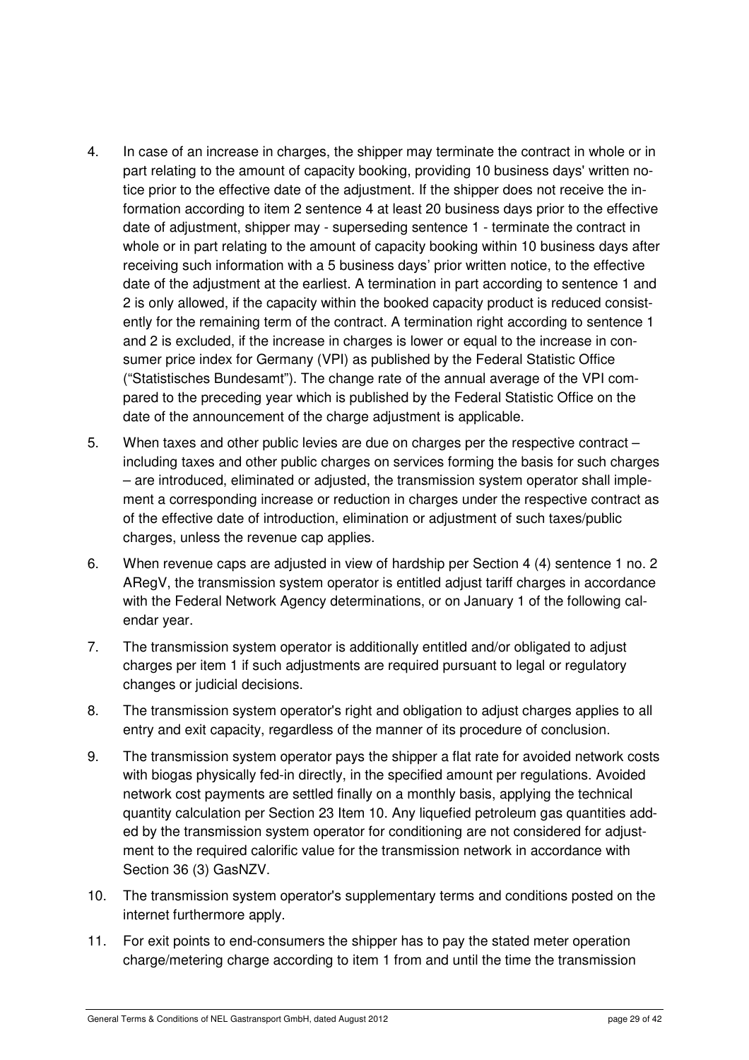4. In case of an increase in charges, the shipper may terminate the contract in whole or in part relating to the amount of capacity booking, providing 10 business days' written notice prior to the effective date of the adjustment. If the shipper does not receive the information according to item 2 sentence 4 at least 20 business days prior to the effective date of adjustment, shipper may - superseding sentence 1 - terminate the contract in whole or in part relating to the amount of capacity booking within 10 business days after receiving such information with a 5 business days' prior written notice, to the effective date of the adjustment at the earliest. A termination in part according to sentence 1 and 2 is only allowed, if the capacity within the booked capacity product is reduced consistently for the remaining term of the contract. A termination right according to sentence 1 and 2 is excluded, if the increase in charges is lower or equal to the increase in consumer price index for Germany (VPI) as published by the Federal Statistic Office ("Statistisches Bundesamt"). The change rate of the annual average of the VPI compared to the preceding year which is published by the Federal Statistic Office on the date of the announcement of the charge adjustment is applicable.

5. When taxes and other public levies are due on charges per the respective contract – including taxes and other public charges on services forming the basis for such charges – are introduced, eliminated or adjusted, the transmission system operator shall implement a corresponding increase or reduction in charges under the respective contract as of the effective date of introduction, elimination or adjustment of such taxes/public charges, unless the revenue cap applies.

6. When revenue caps are adjusted in view of hardship per Section 4 (4) sentence 1 no. 2 ARegV, the transmission system operator is entitled adjust tariff charges in accordance with the Federal Network Agency determinations, or on January 1 of the following calendar year.

7. The transmission system operator is additionally entitled and/or obligated to adjust charges per item 1 if such adjustments are required pursuant to legal or regulatory changes or judicial decisions.

8. The transmission system operator's right and obligation to adjust charges applies to all entry and exit capacity, regardless of the manner of its procedure of conclusion.

9. The transmission system operator pays the shipper a flat rate for avoided network costs with biogas physically fed-in directly, in the specified amount per regulations. Avoided network cost payments are settled finally on a monthly basis, applying the technical quantity calculation per Section 23 Item 10. Any liquefied petroleum gas quantities added by the transmission system operator for conditioning are not considered for adjustment to the required calorific value for the transmission network in accordance with Section 36 (3) GasNZV.

10. The transmission system operator's supplementary terms and conditions posted on the internet furthermore apply.

11. For exit points to end-consumers the shipper has to pay the stated meter operation charge/metering charge according to item 1 from and until the time the transmission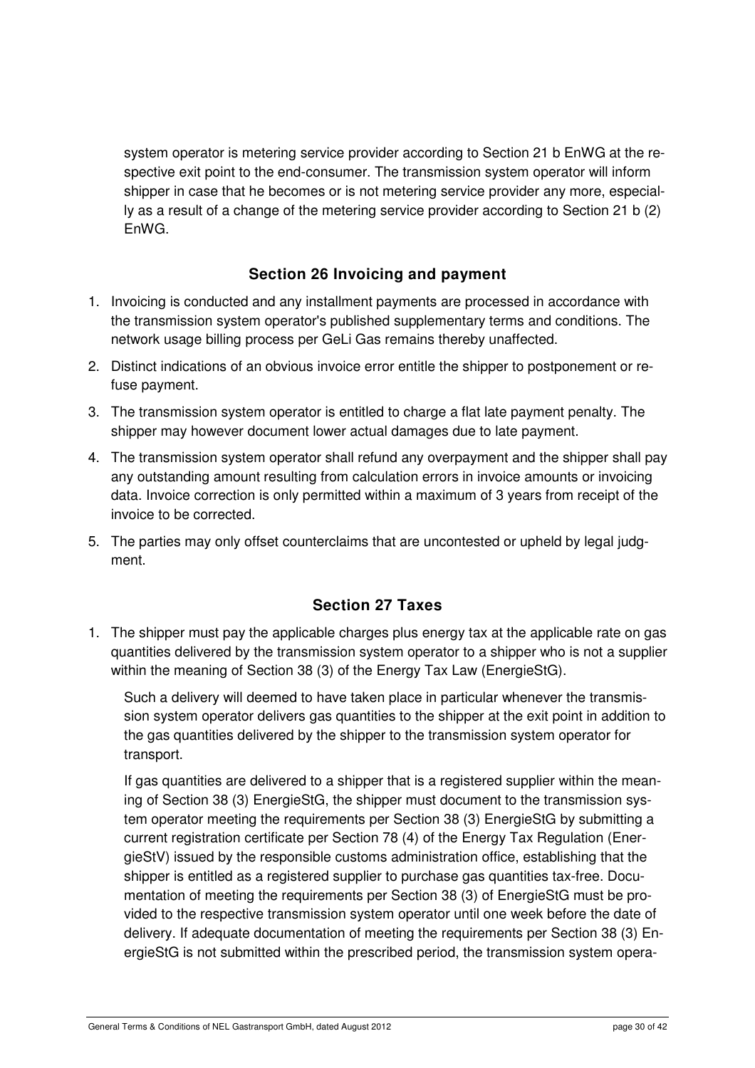system operator is metering service provider according to Section 21 b EnWG at the respective exit point to the end-consumer. The transmission system operator will inform shipper in case that he becomes or is not metering service provider any more, especially as a result of a change of the metering service provider according to Section 21 b (2) EnWG.

## Section 26 Invoicing and payment

1. Invoicing is conducted and any installment payments are processed in accordance with the transmission system operator's published supplementary terms and conditions. The network usage billing process per GeLi Gas remains thereby unaffected.
2. Distinct indications of an obvious invoice error entitle the shipper to postponement or refuse payment.
3. The transmission system operator is entitled to charge a flat late payment penalty. The shipper may however document lower actual damages due to late payment.
4. The transmission system operator shall refund any overpayment and the shipper shall pay any outstanding amount resulting from calculation errors in invoice amounts or invoicing data. Invoice correction is only permitted within a maximum of 3 years from receipt of the invoice to be corrected.
5. The parties may only offset counterclaims that are uncontested or upheld by legal judgment.

## Section 27 Taxes

1. The shipper must pay the applicable charges plus energy tax at the applicable rate on gas quantities delivered by the transmission system operator to a shipper who is not a supplier within the meaning of Section 38 (3) of the Energy Tax Law (EnergieStG).

   Such a delivery will deemed to have taken place in particular whenever the transmission system operator delivers gas quantities to the shipper at the exit point in addition to the gas quantities delivered by the shipper to the transmission system operator for transport.

   If gas quantities are delivered to a shipper that is a registered supplier within the meaning of Section 38 (3) EnergieStG, the shipper must document to the transmission system operator meeting the requirements per Section 38 (3) EnergieStG by submitting a current registration certificate per Section 78 (4) of the Energy Tax Regulation (EnergieStV) issued by the responsible customs administration office, establishing that the shipper is entitled as a registered supplier to purchase gas quantities tax-free. Documentation of meeting the requirements per Section 38 (3) of EnergieStG must be provided to the respective transmission system operator until one week before the date of delivery. If adequate documentation of meeting the requirements per Section 38 (3) EnergieStG is not submitted within the prescribed period, the transmission system opera-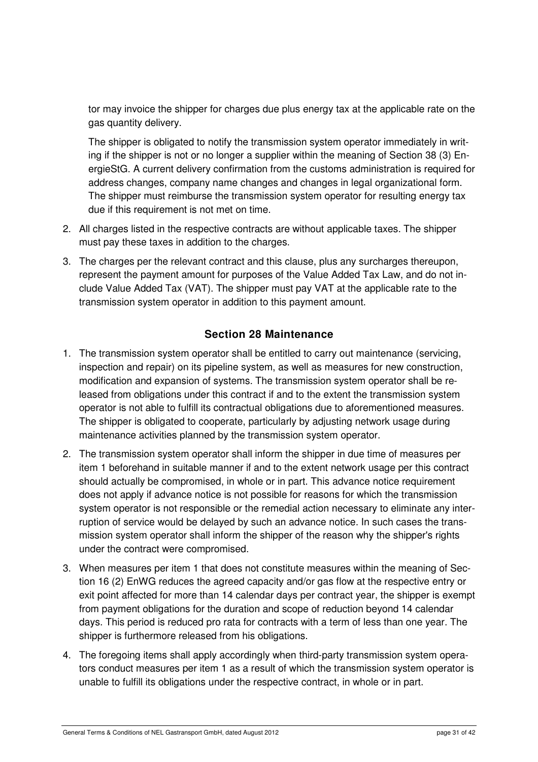tor may invoice the shipper for charges due plus energy tax at the applicable rate on the gas quantity delivery.

The shipper is obligated to notify the transmission system operator immediately in writing if the shipper is not or no longer a supplier within the meaning of Section 38 (3) EnergieStG. A current delivery confirmation from the customs administration is required for address changes, company name changes and changes in legal organizational form. The shipper must reimburse the transmission system operator for resulting energy tax due if this requirement is not met on time.

2. All charges listed in the respective contracts are without applicable taxes. The shipper must pay these taxes in addition to the charges.
3. The charges per the relevant contract and this clause, plus any surcharges thereupon, represent the payment amount for purposes of the Value Added Tax Law, and do not include Value Added Tax (VAT). The shipper must pay VAT at the applicable rate to the transmission system operator in addition to this payment amount.

## Section 28 Maintenance

1. The transmission system operator shall be entitled to carry out maintenance (servicing, inspection and repair) on its pipeline system, as well as measures for new construction, modification and expansion of systems. The transmission system operator shall be released from obligations under this contract if and to the extent the transmission system operator is not able to fulfill its contractual obligations due to aforementioned measures. The shipper is obligated to cooperate, particularly by adjusting network usage during maintenance activities planned by the transmission system operator.
2. The transmission system operator shall inform the shipper in due time of measures per item 1 beforehand in suitable manner if and to the extent network usage per this contract should actually be compromised, in whole or in part. This advance notice requirement does not apply if advance notice is not possible for reasons for which the transmission system operator is not responsible or the remedial action necessary to eliminate any interruption of service would be delayed by such an advance notice. In such cases the transmission system operator shall inform the shipper of the reason why the shipper's rights under the contract were compromised.
3. When measures per item 1 that does not constitute measures within the meaning of Section 16 (2) EnWG reduces the agreed capacity and/or gas flow at the respective entry or exit point affected for more than 14 calendar days per contract year, the shipper is exempt from payment obligations for the duration and scope of reduction beyond 14 calendar days. This period is reduced pro rata for contracts with a term of less than one year. The shipper is furthermore released from his obligations.
4. The foregoing items shall apply accordingly when third-party transmission system operators conduct measures per item 1 as a result of which the transmission system operator is unable to fulfill its obligations under the respective contract, in whole or in part.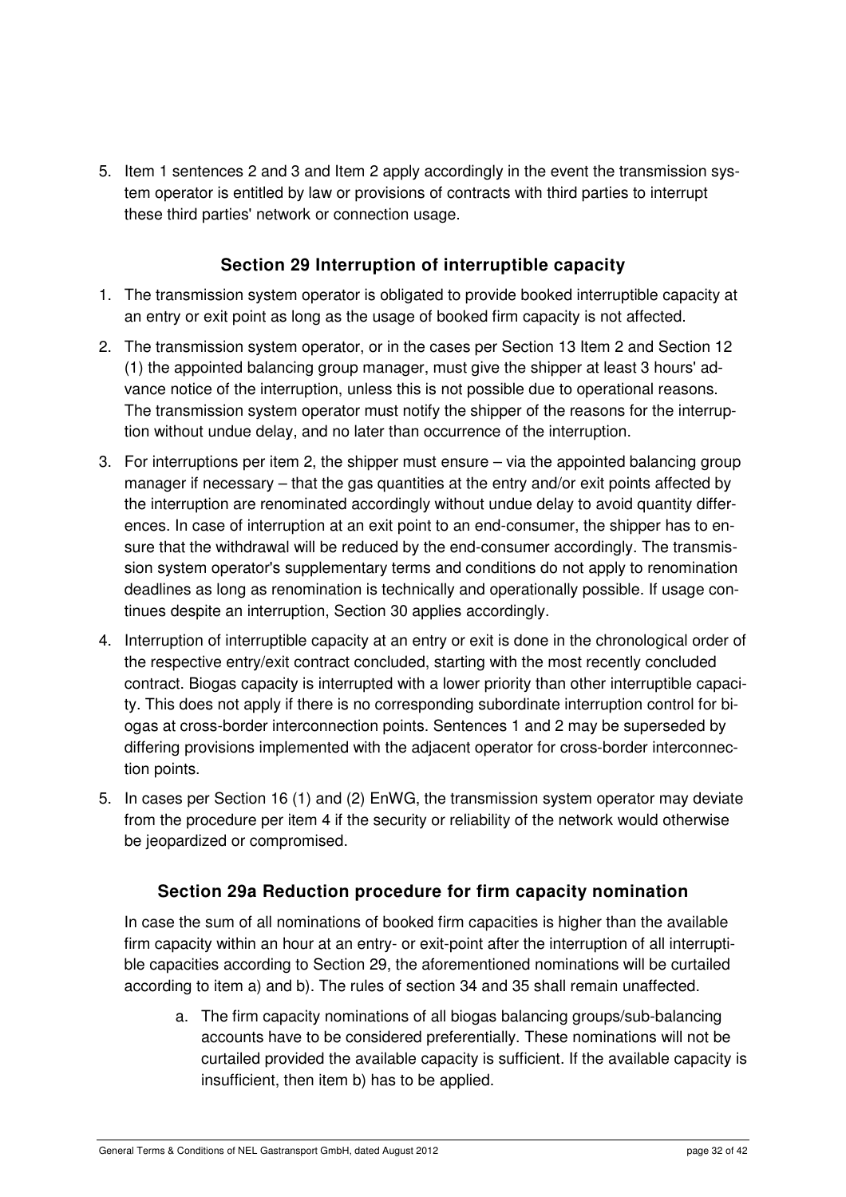5. Item 1 sentences 2 and 3 and Item 2 apply accordingly in the event the transmission system operator is entitled by law or provisions of contracts with third parties to interrupt these third parties' network or connection usage.

### Section 29 Interruption of interruptible capacity

1. The transmission system operator is obligated to provide booked interruptible capacity at an entry or exit point as long as the usage of booked firm capacity is not affected.
2. The transmission system operator, or in the cases per Section 13 Item 2 and Section 12 (1) the appointed balancing group manager, must give the shipper at least 3 hours' advance notice of the interruption, unless this is not possible due to operational reasons. The transmission system operator must notify the shipper of the reasons for the interruption without undue delay, and no later than occurrence of the interruption.
3. For interruptions per item 2, the shipper must ensure – via the appointed balancing group manager if necessary – that the gas quantities at the entry and/or exit points affected by the interruption are renominated accordingly without undue delay to avoid quantity differences. In case of interruption at an exit point to an end-consumer, the shipper has to ensure that the withdrawal will be reduced by the end-consumer accordingly. The transmission system operator's supplementary terms and conditions do not apply to renomination deadlines as long as renomination is technically and operationally possible. If usage continues despite an interruption, Section 30 applies accordingly.
4. Interruption of interruptible capacity at an entry or exit is done in the chronological order of the respective entry/exit contract concluded, starting with the most recently concluded contract. Biogas capacity is interrupted with a lower priority than other interruptible capacity. This does not apply if there is no corresponding subordinate interruption control for biogas at cross-border interconnection points. Sentences 1 and 2 may be superseded by differing provisions implemented with the adjacent operator for cross-border interconnection points.
5. In cases per Section 16 (1) and (2) EnWG, the transmission system operator may deviate from the procedure per item 4 if the security or reliability of the network would otherwise be jeopardized or compromised.

### Section 29a Reduction procedure for firm capacity nomination

In case the sum of all nominations of booked firm capacities is higher than the available firm capacity within an hour at an entry- or exit-point after the interruption of all interruptible capacities according to Section 29, the aforementioned nominations will be curtailed according to item a) and b). The rules of section 34 and 35 shall remain unaffected.

a. The firm capacity nominations of all biogas balancing groups/sub-balancing accounts have to be considered preferentially. These nominations will not be curtailed provided the available capacity is sufficient. If the available capacity is insufficient, then item b) has to be applied.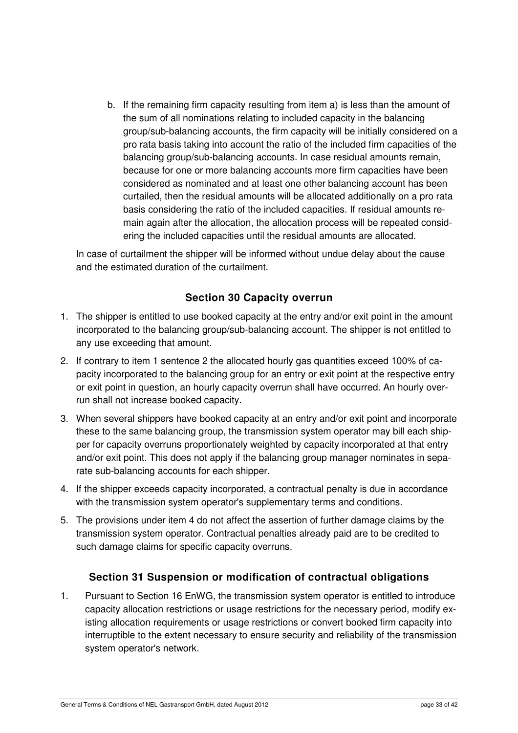b. If the remaining firm capacity resulting from item a) is less than the amount of the sum of all nominations relating to included capacity in the balancing group/sub-balancing accounts, the firm capacity will be initially considered on a pro rata basis taking into account the ratio of the included firm capacities of the balancing group/sub-balancing accounts. In case residual amounts remain, because for one or more balancing accounts more firm capacities have been considered as nominated and at least one other balancing account has been curtailed, then the residual amounts will be allocated additionally on a pro rata basis considering the ratio of the included capacities. If residual amounts remain again after the allocation, the allocation process will be repeated considering the included capacities until the residual amounts are allocated.

In case of curtailment the shipper will be informed without undue delay about the cause and the estimated duration of the curtailment.

## Section 30 Capacity overrun

1. The shipper is entitled to use booked capacity at the entry and/or exit point in the amount incorporated to the balancing group/sub-balancing account. The shipper is not entitled to any use exceeding that amount.
2. If contrary to item 1 sentence 2 the allocated hourly gas quantities exceed 100% of capacity incorporated to the balancing group for an entry or exit point at the respective entry or exit point in question, an hourly capacity overrun shall have occurred. An hourly overrun shall not increase booked capacity.
3. When several shippers have booked capacity at an entry and/or exit point and incorporate these to the same balancing group, the transmission system operator may bill each shipper for capacity overruns proportionately weighted by capacity incorporated at that entry and/or exit point. This does not apply if the balancing group manager nominates in separate sub-balancing accounts for each shipper.
4. If the shipper exceeds capacity incorporated, a contractual penalty is due in accordance with the transmission system operator's supplementary terms and conditions.
5. The provisions under item 4 do not affect the assertion of further damage claims by the transmission system operator. Contractual penalties already paid are to be credited to such damage claims for specific capacity overruns.

## Section 31 Suspension or modification of contractual obligations

1. Pursuant to Section 16 EnWG, the transmission system operator is entitled to introduce capacity allocation restrictions or usage restrictions for the necessary period, modify existing allocation requirements or usage restrictions or convert booked firm capacity into interruptible to the extent necessary to ensure security and reliability of the transmission system operator's network.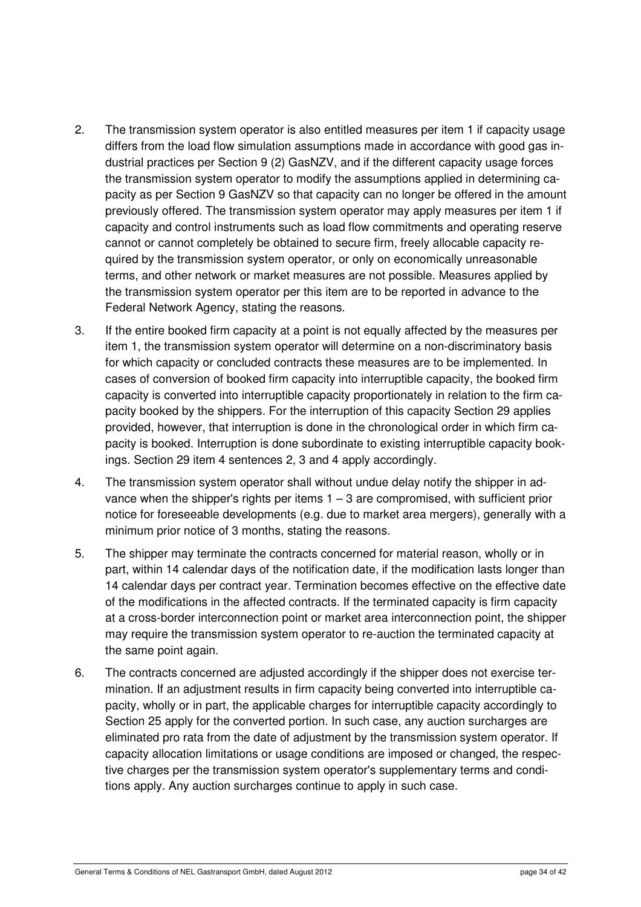2. The transmission system operator is also entitled measures per item 1 if capacity usage differs from the load flow simulation assumptions made in accordance with good gas industrial practices per Section 9 (2) GasNZV, and if the different capacity usage forces the transmission system operator to modify the assumptions applied in determining capacity as per Section 9 GasNZV so that capacity can no longer be offered in the amount previously offered. The transmission system operator may apply measures per item 1 if capacity and control instruments such as load flow commitments and operating reserve cannot or cannot completely be obtained to secure firm, freely allocable capacity required by the transmission system operator, or only on economically unreasonable terms, and other network or market measures are not possible. Measures applied by the transmission system operator per this item are to be reported in advance to the Federal Network Agency, stating the reasons.

3. If the entire booked firm capacity at a point is not equally affected by the measures per item 1, the transmission system operator will determine on a non-discriminatory basis for which capacity or concluded contracts these measures are to be implemented. In cases of conversion of booked firm capacity into interruptible capacity, the booked firm capacity is converted into interruptible capacity proportionately in relation to the firm capacity booked by the shippers. For the interruption of this capacity Section 29 applies provided, however, that interruption is done in the chronological order in which firm capacity is booked. Interruption is done subordinate to existing interruptible capacity bookings. Section 29 item 4 sentences 2, 3 and 4 apply accordingly.

4. The transmission system operator shall without undue delay notify the shipper in advance when the shipper's rights per items 1 – 3 are compromised, with sufficient prior notice for foreseeable developments (e.g. due to market area mergers), generally with a minimum prior notice of 3 months, stating the reasons.

5. The shipper may terminate the contracts concerned for material reason, wholly or in part, within 14 calendar days of the notification date, if the modification lasts longer than 14 calendar days per contract year. Termination becomes effective on the effective date of the modifications in the affected contracts. If the terminated capacity is firm capacity at a cross-border interconnection point or market area interconnection point, the shipper may require the transmission system operator to re-auction the terminated capacity at the same point again.

6. The contracts concerned are adjusted accordingly if the shipper does not exercise termination. If an adjustment results in firm capacity being converted into interruptible capacity, wholly or in part, the applicable charges for interruptible capacity accordingly to Section 25 apply for the converted portion. In such case, any auction surcharges are eliminated pro rata from the date of adjustment by the transmission system operator. If capacity allocation limitations or usage conditions are imposed or changed, the respective charges per the transmission system operator's supplementary terms and conditions apply. Any auction surcharges continue to apply in such case.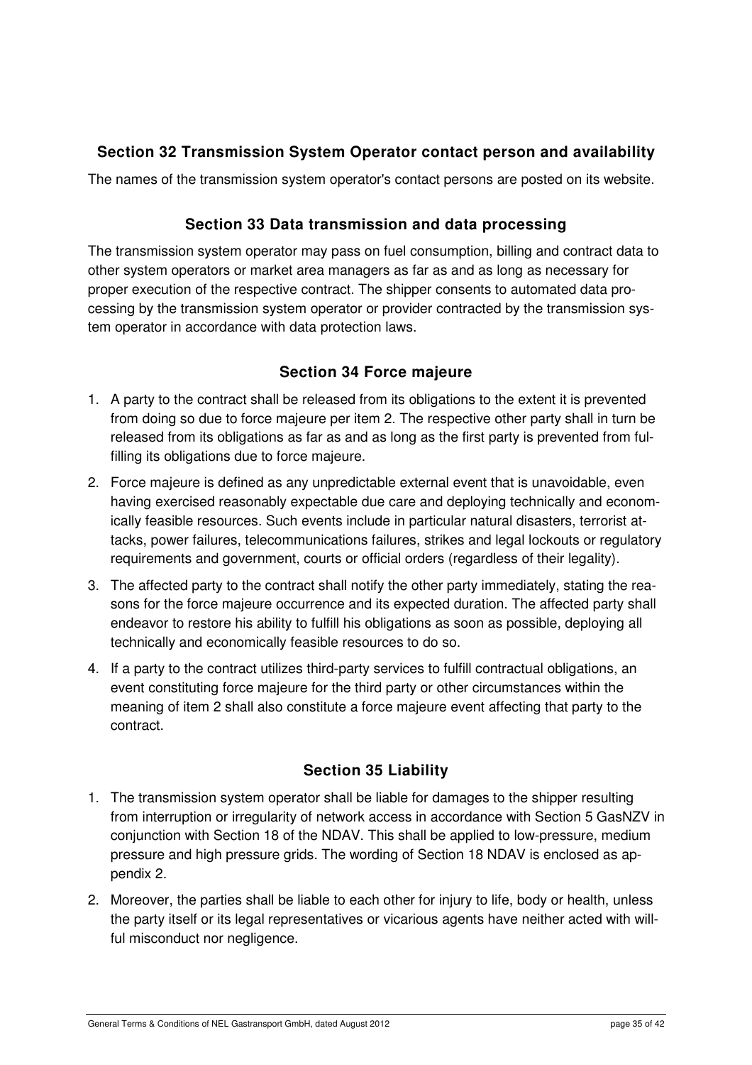## Section 32 Transmission System Operator contact person and availability

The names of the transmission system operator's contact persons are posted on its website.

## Section 33 Data transmission and data processing

The transmission system operator may pass on fuel consumption, billing and contract data to other system operators or market area managers as far as and as long as necessary for proper execution of the respective contract. The shipper consents to automated data processing by the transmission system operator or provider contracted by the transmission system operator in accordance with data protection laws.

## Section 34 Force majeure

1. A party to the contract shall be released from its obligations to the extent it is prevented from doing so due to force majeure per item 2. The respective other party shall in turn be released from its obligations as far as and as long as the first party is prevented from fulfilling its obligations due to force majeure.
2. Force majeure is defined as any unpredictable external event that is unavoidable, even having exercised reasonably expectable due care and deploying technically and economically feasible resources. Such events include in particular natural disasters, terrorist attacks, power failures, telecommunications failures, strikes and legal lockouts or regulatory requirements and government, courts or official orders (regardless of their legality).
3. The affected party to the contract shall notify the other party immediately, stating the reasons for the force majeure occurrence and its expected duration. The affected party shall endeavor to restore his ability to fulfill his obligations as soon as possible, deploying all technically and economically feasible resources to do so.
4. If a party to the contract utilizes third-party services to fulfill contractual obligations, an event constituting force majeure for the third party or other circumstances within the meaning of item 2 shall also constitute a force majeure event affecting that party to the contract.

## Section 35 Liability

1. The transmission system operator shall be liable for damages to the shipper resulting from interruption or irregularity of network access in accordance with Section 5 GasNZV in conjunction with Section 18 of the NDAV. This shall be applied to low-pressure, medium pressure and high pressure grids. The wording of Section 18 NDAV is enclosed as appendix 2.
2. Moreover, the parties shall be liable to each other for injury to life, body or health, unless the party itself or its legal representatives or vicarious agents have neither acted with willful misconduct nor negligence.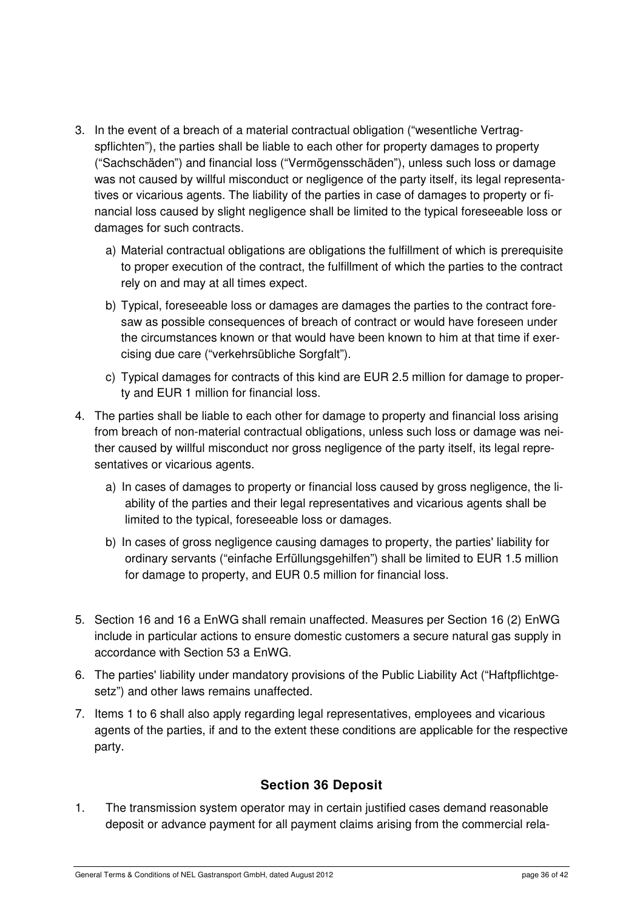3. In the event of a breach of a material contractual obligation ("wesentliche Vertragspflichten"), the parties shall be liable to each other for property damages to property ("Sachschäden") and financial loss ("Vermögensschäden"), unless such loss or damage was not caused by willful misconduct or negligence of the party itself, its legal representatives or vicarious agents. The liability of the parties in case of damages to property or financial loss caused by slight negligence shall be limited to the typical foreseeable loss or damages for such contracts.

   a) Material contractual obligations are obligations the fulfillment of which is prerequisite to proper execution of the contract, the fulfillment of which the parties to the contract rely on and may at all times expect.

   b) Typical, foreseeable loss or damages are damages the parties to the contract foresaw as possible consequences of breach of contract or would have foreseen under the circumstances known or that would have been known to him at that time if exercising due care ("verkehrsübliche Sorgfalt").

   c) Typical damages for contracts of this kind are EUR 2.5 million for damage to property and EUR 1 million for financial loss.

4. The parties shall be liable to each other for damage to property and financial loss arising from breach of non-material contractual obligations, unless such loss or damage was neither caused by willful misconduct nor gross negligence of the party itself, its legal representatives or vicarious agents.

   a) In cases of damages to property or financial loss caused by gross negligence, the liability of the parties and their legal representatives and vicarious agents shall be limited to the typical, foreseeable loss or damages.

   b) In cases of gross negligence causing damages to property, the parties' liability for ordinary servants ("einfache Erfüllungsgehilfen") shall be limited to EUR 1.5 million for damage to property, and EUR 0.5 million for financial loss.

5. Section 16 and 16 a EnWG shall remain unaffected. Measures per Section 16 (2) EnWG include in particular actions to ensure domestic customers a secure natural gas supply in accordance with Section 53 a EnWG.

6. The parties' liability under mandatory provisions of the Public Liability Act ("Haftpflichtgesetz") and other laws remains unaffected.

7. Items 1 to 6 shall also apply regarding legal representatives, employees and vicarious agents of the parties, if and to the extent these conditions are applicable for the respective party.

## Section 36 Deposit

1. The transmission system operator may in certain justified cases demand reasonable deposit or advance payment for all payment claims arising from the commercial rela-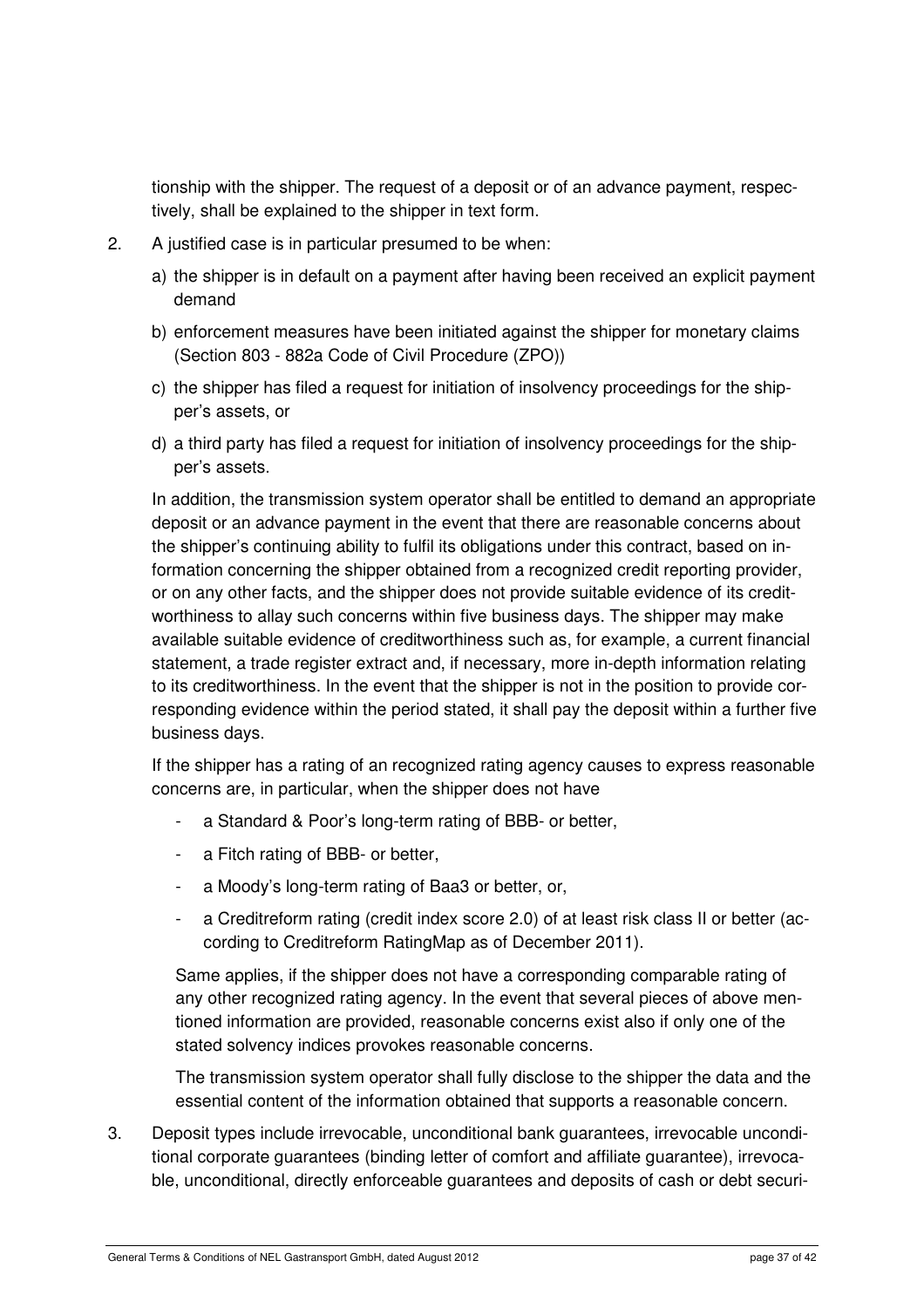tionship with the shipper. The request of a deposit or of an advance payment, respectively, shall be explained to the shipper in text form.

2. A justified case is in particular presumed to be when:

   a) the shipper is in default on a payment after having been received an explicit payment demand

   b) enforcement measures have been initiated against the shipper for monetary claims (Section 803 - 882a Code of Civil Procedure (ZPO))

   c) the shipper has filed a request for initiation of insolvency proceedings for the shipper's assets, or

   d) a third party has filed a request for initiation of insolvency proceedings for the shipper's assets.

   In addition, the transmission system operator shall be entitled to demand an appropriate deposit or an advance payment in the event that there are reasonable concerns about the shipper's continuing ability to fulfil its obligations under this contract, based on information concerning the shipper obtained from a recognized credit reporting provider, or on any other facts, and the shipper does not provide suitable evidence of its creditworthiness to allay such concerns within five business days. The shipper may make available suitable evidence of creditworthiness such as, for example, a current financial statement, a trade register extract and, if necessary, more in-depth information relating to its creditworthiness. In the event that the shipper is not in the position to provide corresponding evidence within the period stated, it shall pay the deposit within a further five business days.

   If the shipper has a rating of an recognized rating agency causes to express reasonable concerns are, in particular, when the shipper does not have

   - a Standard & Poor's long-term rating of BBB- or better,
   - a Fitch rating of BBB- or better,
   - a Moody's long-term rating of Baa3 or better, or,
   - a Creditreform rating (credit index score 2.0) of at least risk class II or better (according to Creditreform RatingMap as of December 2011).

   Same applies, if the shipper does not have a corresponding comparable rating of any other recognized rating agency. In the event that several pieces of above mentioned information are provided, reasonable concerns exist also if only one of the stated solvency indices provokes reasonable concerns.

   The transmission system operator shall fully disclose to the shipper the data and the essential content of the information obtained that supports a reasonable concern.

3. Deposit types include irrevocable, unconditional bank guarantees, irrevocable unconditional corporate guarantees (binding letter of comfort and affiliate guarantee), irrevocable, unconditional, directly enforceable guarantees and deposits of cash or debt securi-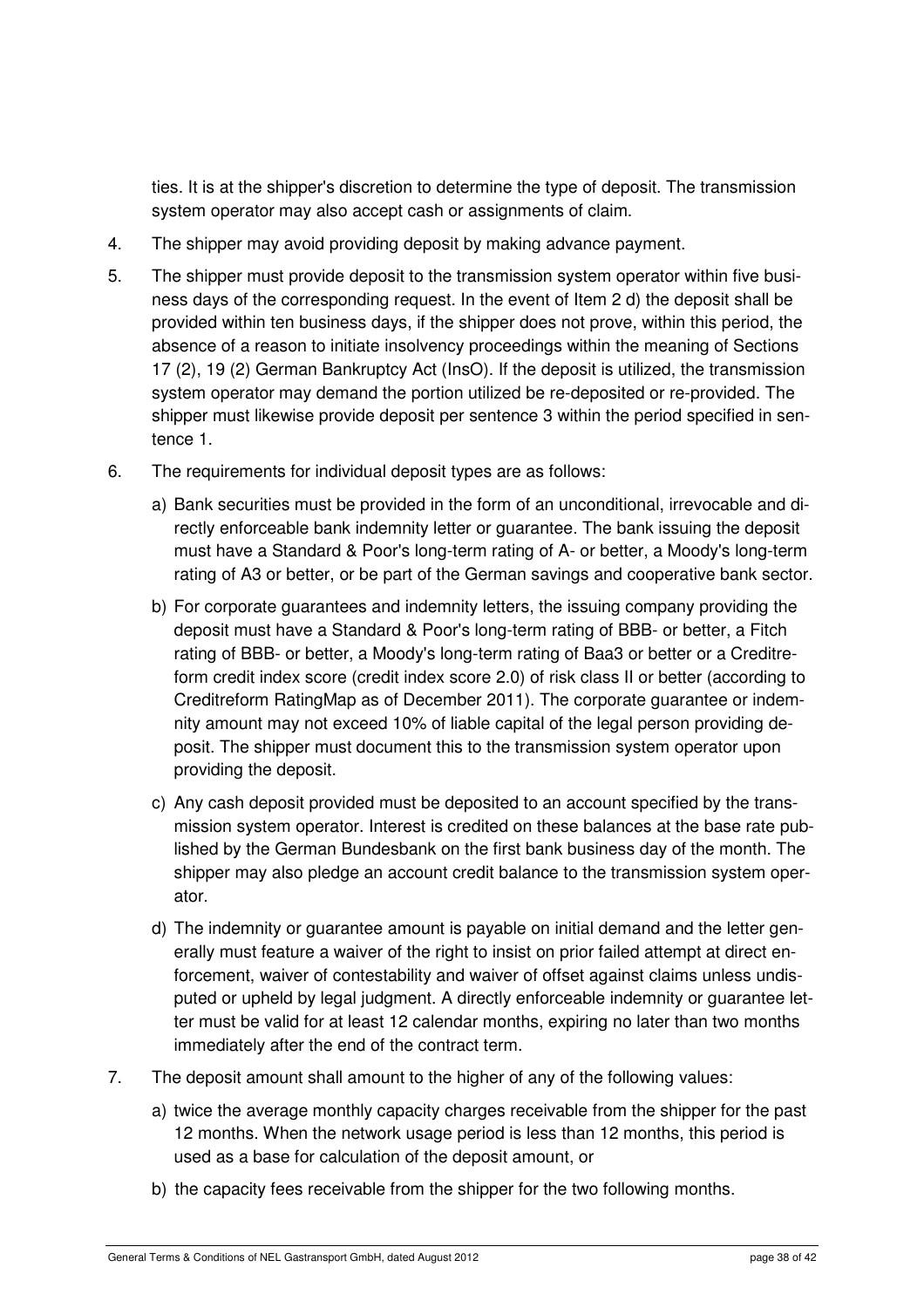ties. It is at the shipper's discretion to determine the type of deposit. The transmission system operator may also accept cash or assignments of claim.

4. The shipper may avoid providing deposit by making advance payment.

5. The shipper must provide deposit to the transmission system operator within five business days of the corresponding request. In the event of Item 2 d) the deposit shall be provided within ten business days, if the shipper does not prove, within this period, the absence of a reason to initiate insolvency proceedings within the meaning of Sections 17 (2), 19 (2) German Bankruptcy Act (InsO). If the deposit is utilized, the transmission system operator may demand the portion utilized be re-deposited or re-provided. The shipper must likewise provide deposit per sentence 3 within the period specified in sentence 1.

6. The requirements for individual deposit types are as follows:

   a) Bank securities must be provided in the form of an unconditional, irrevocable and directly enforceable bank indemnity letter or guarantee. The bank issuing the deposit must have a Standard & Poor's long-term rating of A- or better, a Moody's long-term rating of A3 or better, or be part of the German savings and cooperative bank sector.

   b) For corporate guarantees and indemnity letters, the issuing company providing the deposit must have a Standard & Poor's long-term rating of BBB- or better, a Fitch rating of BBB- or better, a Moody's long-term rating of Baa3 or better or a Creditreform credit index score (credit index score 2.0) of risk class II or better (according to Creditreform RatingMap as of December 2011). The corporate guarantee or indemnity amount may not exceed 10% of liable capital of the legal person providing deposit. The shipper must document this to the transmission system operator upon providing the deposit.

   c) Any cash deposit provided must be deposited to an account specified by the transmission system operator. Interest is credited on these balances at the base rate published by the German Bundesbank on the first bank business day of the month. The shipper may also pledge an account credit balance to the transmission system operator.

   d) The indemnity or guarantee amount is payable on initial demand and the letter generally must feature a waiver of the right to insist on prior failed attempt at direct enforcement, waiver of contestability and waiver of offset against claims unless undisputed or upheld by legal judgment. A directly enforceable indemnity or guarantee letter must be valid for at least 12 calendar months, expiring no later than two months immediately after the end of the contract term.

7. The deposit amount shall amount to the higher of any of the following values:

   a) twice the average monthly capacity charges receivable from the shipper for the past 12 months. When the network usage period is less than 12 months, this period is used as a base for calculation of the deposit amount, or

   b) the capacity fees receivable from the shipper for the two following months.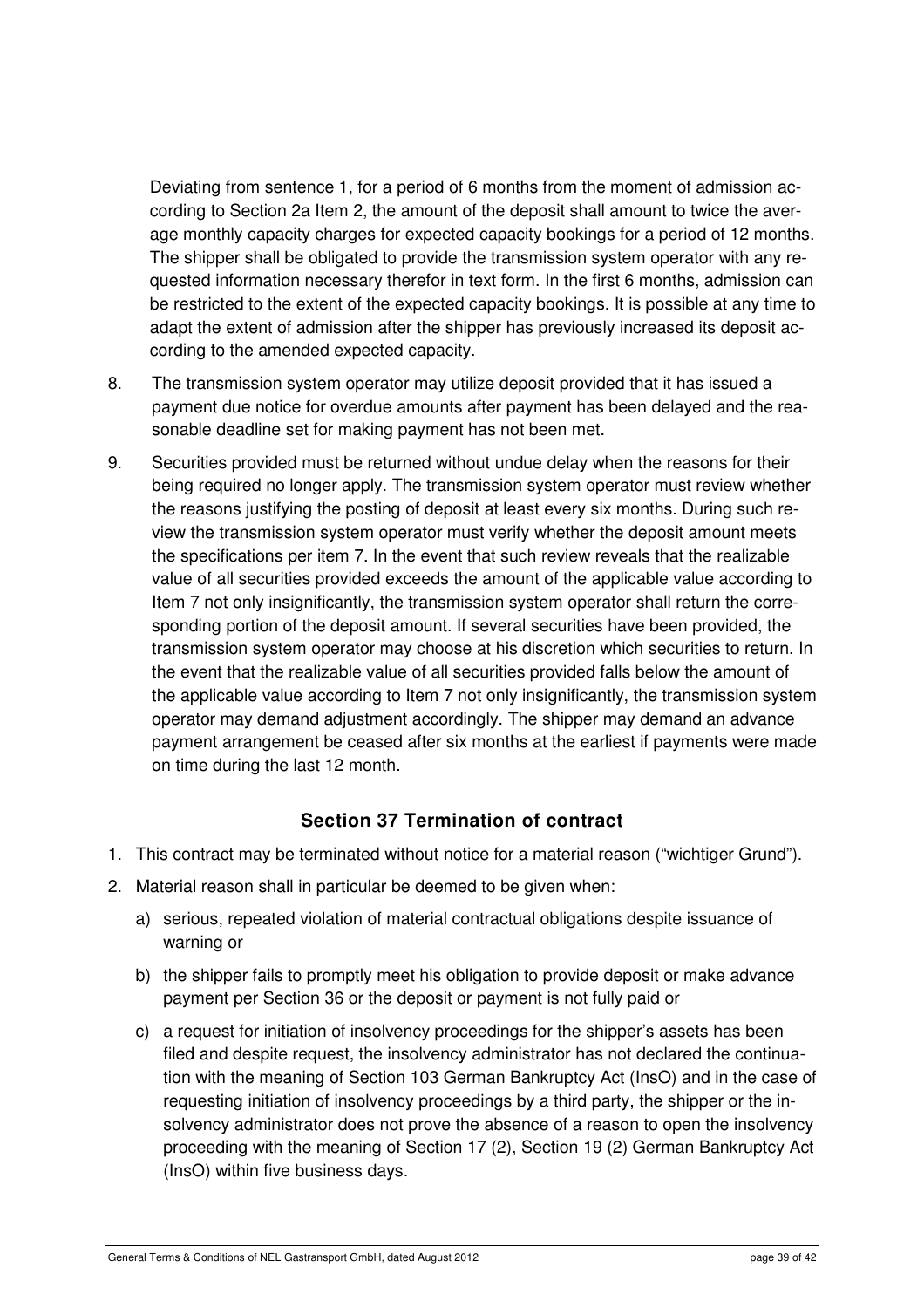Deviating from sentence 1, for a period of 6 months from the moment of admission according to Section 2a Item 2, the amount of the deposit shall amount to twice the average monthly capacity charges for expected capacity bookings for a period of 12 months. The shipper shall be obligated to provide the transmission system operator with any requested information necessary therefor in text form. In the first 6 months, admission can be restricted to the extent of the expected capacity bookings. It is possible at any time to adapt the extent of admission after the shipper has previously increased its deposit according to the amended expected capacity.

8. The transmission system operator may utilize deposit provided that it has issued a payment due notice for overdue amounts after payment has been delayed and the reasonable deadline set for making payment has not been met.

9. Securities provided must be returned without undue delay when the reasons for their being required no longer apply. The transmission system operator must review whether the reasons justifying the posting of deposit at least every six months. During such review the transmission system operator must verify whether the deposit amount meets the specifications per item 7. In the event that such review reveals that the realizable value of all securities provided exceeds the amount of the applicable value according to Item 7 not only insignificantly, the transmission system operator shall return the corresponding portion of the deposit amount. If several securities have been provided, the transmission system operator may choose at his discretion which securities to return. In the event that the realizable value of all securities provided falls below the amount of the applicable value according to Item 7 not only insignificantly, the transmission system operator may demand adjustment accordingly. The shipper may demand an advance payment arrangement be ceased after six months at the earliest if payments were made on time during the last 12 month.

## Section 37 Termination of contract

1. This contract may be terminated without notice for a material reason ("wichtiger Grund").
2. Material reason shall in particular be deemed to be given when:
   a) serious, repeated violation of material contractual obligations despite issuance of warning or
   b) the shipper fails to promptly meet his obligation to provide deposit or make advance payment per Section 36 or the deposit or payment is not fully paid or
   c) a request for initiation of insolvency proceedings for the shipper's assets has been filed and despite request, the insolvency administrator has not declared the continuation with the meaning of Section 103 German Bankruptcy Act (InsO) and in the case of requesting initiation of insolvency proceedings by a third party, the shipper or the insolvency administrator does not prove the absence of a reason to open the insolvency proceeding with the meaning of Section 17 (2), Section 19 (2) German Bankruptcy Act (InsO) within five business days.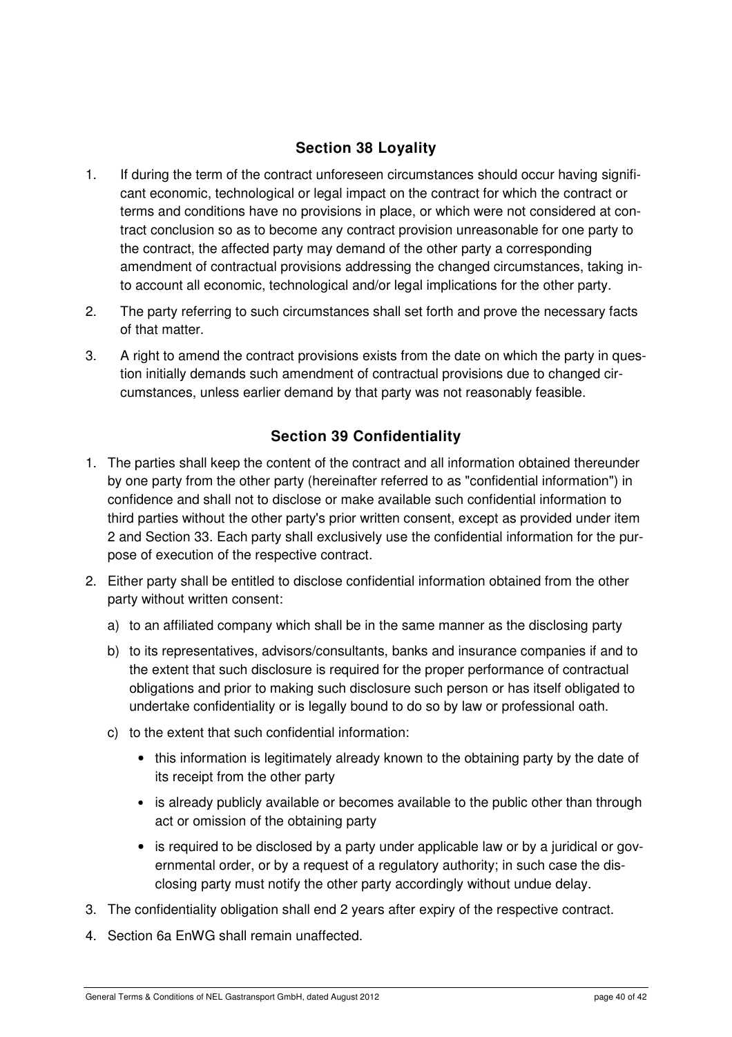## Section 38 Loyality

1. If during the term of the contract unforeseen circumstances should occur having significant economic, technological or legal impact on the contract for which the contract or terms and conditions have no provisions in place, or which were not considered at contract conclusion so as to become any contract provision unreasonable for one party to the contract, the affected party may demand of the other party a corresponding amendment of contractual provisions addressing the changed circumstances, taking into account all economic, technological and/or legal implications for the other party.
2. The party referring to such circumstances shall set forth and prove the necessary facts of that matter.
3. A right to amend the contract provisions exists from the date on which the party in question initially demands such amendment of contractual provisions due to changed circumstances, unless earlier demand by that party was not reasonably feasible.

## Section 39 Confidentiality

1. The parties shall keep the content of the contract and all information obtained thereunder by one party from the other party (hereinafter referred to as "confidential information") in confidence and shall not to disclose or make available such confidential information to third parties without the other party's prior written consent, except as provided under item 2 and Section 33. Each party shall exclusively use the confidential information for the purpose of execution of the respective contract.
2. Either party shall be entitled to disclose confidential information obtained from the other party without written consent:
   a) to an affiliated company which shall be in the same manner as the disclosing party
   b) to its representatives, advisors/consultants, banks and insurance companies if and to the extent that such disclosure is required for the proper performance of contractual obligations and prior to making such disclosure such person or has itself obligated to undertake confidentiality or is legally bound to do so by law or professional oath.
   c) to the extent that such confidential information:
      - this information is legitimately already known to the obtaining party by the date of its receipt from the other party
      - is already publicly available or becomes available to the public other than through act or omission of the obtaining party
      - is required to be disclosed by a party under applicable law or by a juridical or governmental order, or by a request of a regulatory authority; in such case the disclosing party must notify the other party accordingly without undue delay.
3. The confidentiality obligation shall end 2 years after expiry of the respective contract.
4. Section 6a EnWG shall remain unaffected.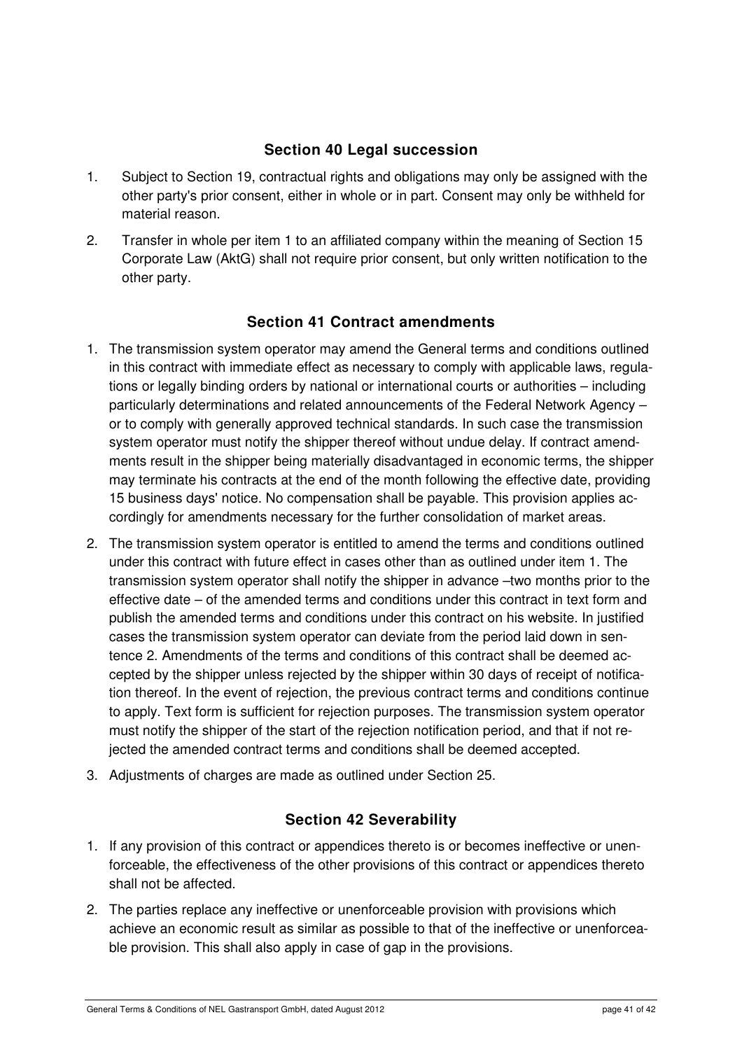## Section 40 Legal succession

1. Subject to Section 19, contractual rights and obligations may only be assigned with the other party's prior consent, either in whole or in part. Consent may only be withheld for material reason.
2. Transfer in whole per item 1 to an affiliated company within the meaning of Section 15 Corporate Law (AktG) shall not require prior consent, but only written notification to the other party.

## Section 41 Contract amendments

1. The transmission system operator may amend the General terms and conditions outlined in this contract with immediate effect as necessary to comply with applicable laws, regulations or legally binding orders by national or international courts or authorities – including particularly determinations and related announcements of the Federal Network Agency – or to comply with generally approved technical standards. In such case the transmission system operator must notify the shipper thereof without undue delay. If contract amendments result in the shipper being materially disadvantaged in economic terms, the shipper may terminate his contracts at the end of the month following the effective date, providing 15 business days' notice. No compensation shall be payable. This provision applies accordingly for amendments necessary for the further consolidation of market areas.
2. The transmission system operator is entitled to amend the terms and conditions outlined under this contract with future effect in cases other than as outlined under item 1. The transmission system operator shall notify the shipper in advance –two months prior to the effective date – of the amended terms and conditions under this contract in text form and publish the amended terms and conditions under this contract on his website. In justified cases the transmission system operator can deviate from the period laid down in sentence 2. Amendments of the terms and conditions of this contract shall be deemed accepted by the shipper unless rejected by the shipper within 30 days of receipt of notification thereof. In the event of rejection, the previous contract terms and conditions continue to apply. Text form is sufficient for rejection purposes. The transmission system operator must notify the shipper of the start of the rejection notification period, and that if not rejected the amended contract terms and conditions shall be deemed accepted.
3. Adjustments of charges are made as outlined under Section 25.

## Section 42 Severability

1. If any provision of this contract or appendices thereto is or becomes ineffective or unenforceable, the effectiveness of the other provisions of this contract or appendices thereto shall not be affected.
2. The parties replace any ineffective or unenforceable provision with provisions which achieve an economic result as similar as possible to that of the ineffective or unenforceable provision. This shall also apply in case of gap in the provisions.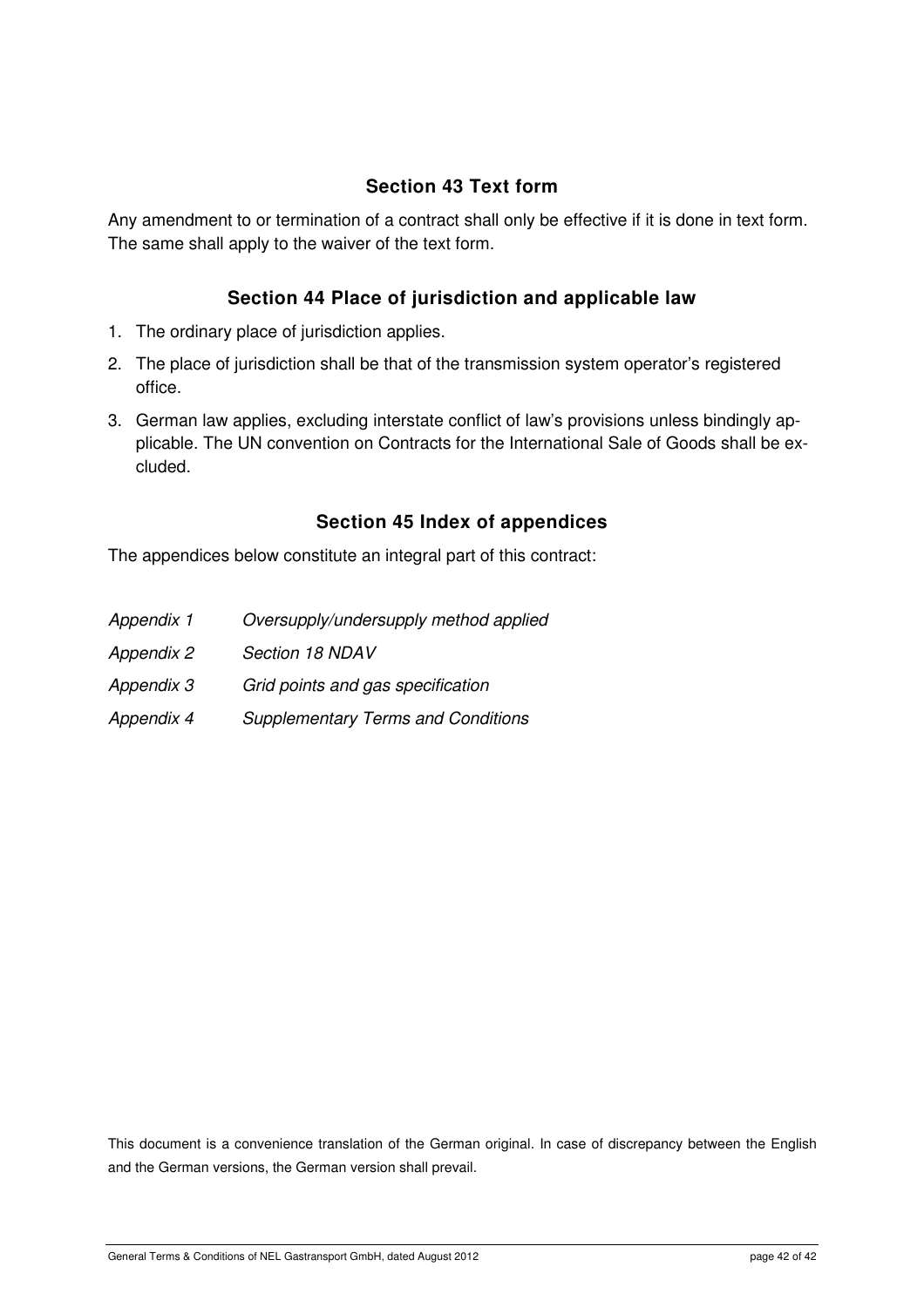## Section 43 Text form

Any amendment to or termination of a contract shall only be effective if it is done in text form. The same shall apply to the waiver of the text form.

## Section 44 Place of jurisdiction and applicable law

1. The ordinary place of jurisdiction applies.
2. The place of jurisdiction shall be that of the transmission system operator's registered office.
3. German law applies, excluding interstate conflict of law's provisions unless bindingly applicable. The UN convention on Contracts for the International Sale of Goods shall be excluded.

## Section 45 Index of appendices

The appendices below constitute an integral part of this contract:

| | |
|---|---|
| *Appendix 1* | *Oversupply/undersupply method applied* |
| *Appendix 2* | *Section 18 NDAV* |
| *Appendix 3* | *Grid points and gas specification* |
| *Appendix 4* | *Supplementary Terms and Conditions* |

This document is a convenience translation of the German original. In case of discrepancy between the English and the German versions, the German version shall prevail.